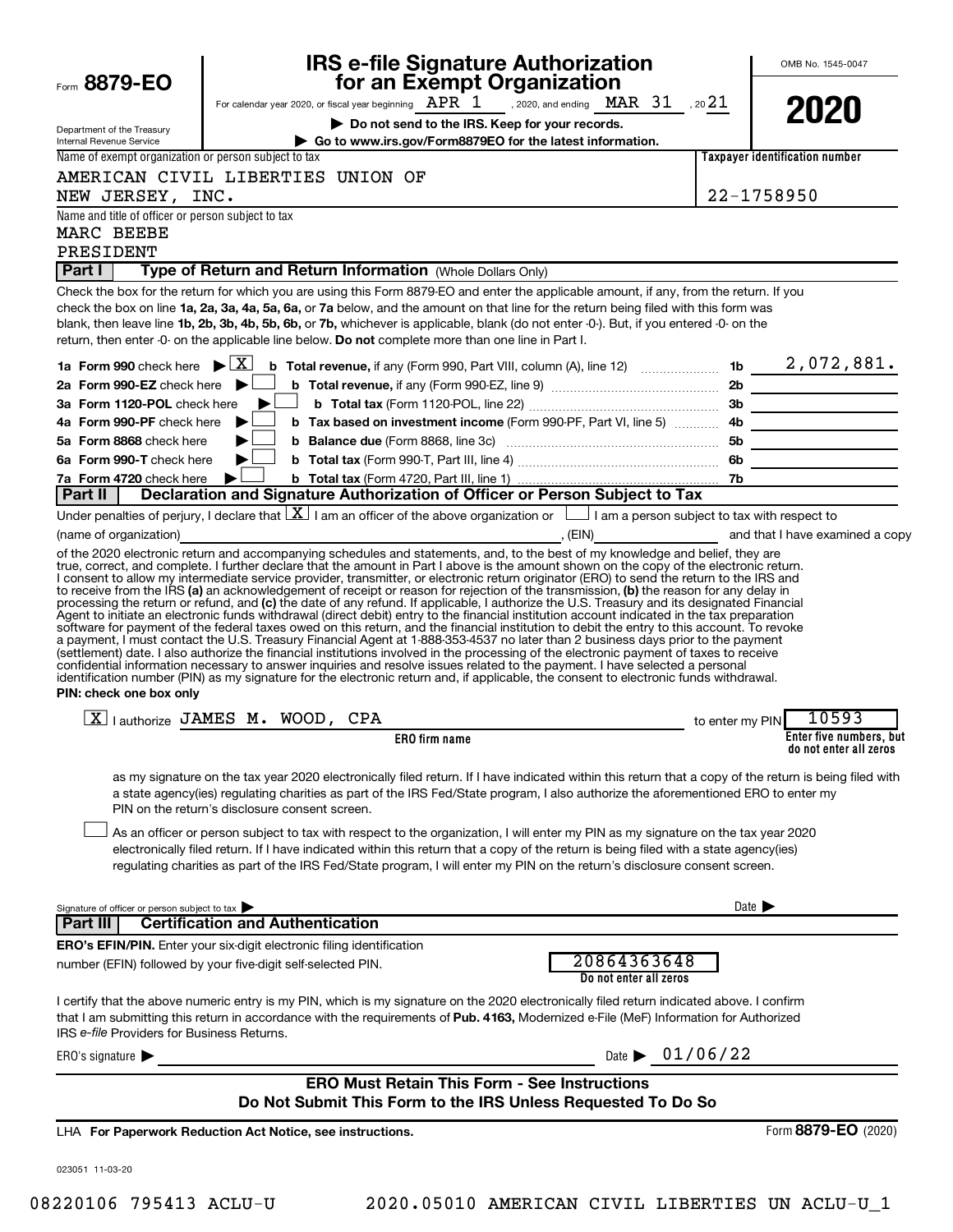Form **8879-EO**

Department of the Treasury
Internal Revenue Service

# IRS e-file Signature Authorization for an Exempt Organization

For calendar year 2020, or fiscal year beginning APR 1, 2020, and ending MAR 31, 2021

▶ **Do not send to the IRS. Keep for your records.**

▶ **Go to www.irs.gov/Form8879EO for the latest information.**

OMB No. 1545-0047

**2020**

Name of exempt organization or person subject to tax: AMERICAN CIVIL LIBERTIES UNION OF NEW JERSEY, INC.

Taxpayer identification number: 22-1758950

Name and title of officer or person subject to tax: MARC BEEBE, PRESIDENT

## Part I — Type of Return and Return Information (Whole Dollars Only)

Check the box for the return for which you are using this Form 8879-EO and enter the applicable amount, if any, from the return. If you check the box on line **1a, 2a, 3a, 4a, 5a, 6a,** or **7a** below, and the amount on that line for the return being filed with this form was blank, then leave line **1b, 2b, 3b, 4b, 5b, 6b,** or **7b,** whichever is applicable, blank (do not enter -0-). But, if you entered -0- on the return, then enter -0- on the applicable line below. **Do not** complete more than one line in Part I.

| | | Line | Amount |
|---|---|---|---|
| **1a Form 990** check here ▶ [X] | **b Total revenue,** if any (Form 990, Part VIII, column (A), line 12) | 1b | 2,072,881. |
| **2a Form 990-EZ** check here ▶ [ ] | **b Total revenue,** if any (Form 990-EZ, line 9) | 2b | |
| **3a Form 1120-POL** check here ▶ [ ] | **b Total tax** (Form 1120-POL, line 22) | 3b | |
| **4a Form 990-PF** check here ▶ [ ] | **b Tax based on investment income** (Form 990-PF, Part VI, line 5) | 4b | |
| **5a Form 8868** check here ▶ [ ] | **b Balance due** (Form 8868, line 3c) | 5b | |
| **6a Form 990-T** check here ▶ [ ] | **b Total tax** (Form 990-T, Part III, line 4) | 6b | |
| **7a Form 4720** check here ▶ [ ] | **b Total tax** (Form 4720, Part III, line 1) | 7b | |

## Part II — Declaration and Signature Authorization of Officer or Person Subject to Tax

Under penalties of perjury, I declare that [X] I am an officer of the above organization or [ ] I am a person subject to tax with respect to (name of organization) ____________, (EIN) ____________ and that I have examined a copy of the 2020 electronic return and accompanying schedules and statements, and, to the best of my knowledge and belief, they are true, correct, and complete. I further declare that the amount in Part I above is the amount shown on the copy of the electronic return. I consent to allow my intermediate service provider, transmitter, or electronic return originator (ERO) to send the return to the IRS and to receive from the IRS **(a)** an acknowledgement of receipt or reason for rejection of the transmission, **(b)** the reason for any delay in processing the return or refund, and **(c)** the date of any refund. If applicable, I authorize the U.S. Treasury and its designated Financial Agent to initiate an electronic funds withdrawal (direct debit) entry to the financial institution account indicated in the tax preparation software for payment of the federal taxes owed on this return, and the financial institution to debit the entry to this account. To revoke a payment, I must contact the U.S. Treasury Financial Agent at 1-888-353-4537 no later than 2 business days prior to the payment (settlement) date. I also authorize the financial institutions involved in the processing of the electronic payment of taxes to receive confidential information necessary to answer inquiries and resolve issues related to the payment. I have selected a personal identification number (PIN) as my signature for the electronic return and, if applicable, the consent to electronic funds withdrawal.

**PIN: check one box only**

[X] I authorize JAMES M. WOOD, CPA (ERO firm name) to enter my PIN 10593 (Enter five numbers, but do not enter all zeros) as my signature on the tax year 2020 electronically filed return. If I have indicated within this return that a copy of the return is being filed with a state agency(ies) regulating charities as part of the IRS Fed/State program, I also authorize the aforementioned ERO to enter my PIN on the return's disclosure consent screen.

[ ] As an officer or person subject to tax with respect to the organization, I will enter my PIN as my signature on the tax year 2020 electronically filed return. If I have indicated within this return that a copy of the return is being filed with a state agency(ies) regulating charities as part of the IRS Fed/State program, I will enter my PIN on the return's disclosure consent screen.

Signature of officer or person subject to tax ▶ ____________ Date ▶ ____________

## Part III — Certification and Authentication

**ERO's EFIN/PIN.** Enter your six-digit electronic filing identification number (EFIN) followed by your five-digit self-selected PIN.

20864363648 (Do not enter all zeros)

I certify that the above numeric entry is my PIN, which is my signature on the 2020 electronically filed return indicated above. I confirm that I am submitting this return in accordance with the requirements of **Pub. 4163,** Modernized e-File (MeF) Information for Authorized IRS *e-file* Providers for Business Returns.

ERO's signature ▶ ____________ Date ▶ 01/06/22

**ERO Must Retain This Form - See Instructions**
**Do Not Submit This Form to the IRS Unless Requested To Do So**

LHA **For Paperwork Reduction Act Notice, see instructions.**

Form **8879-EO** (2020)

023051 11-03-20

08220106 795413 ACLU-U 2020.05010 AMERICAN CIVIL LIBERTIES UN ACLU-U_1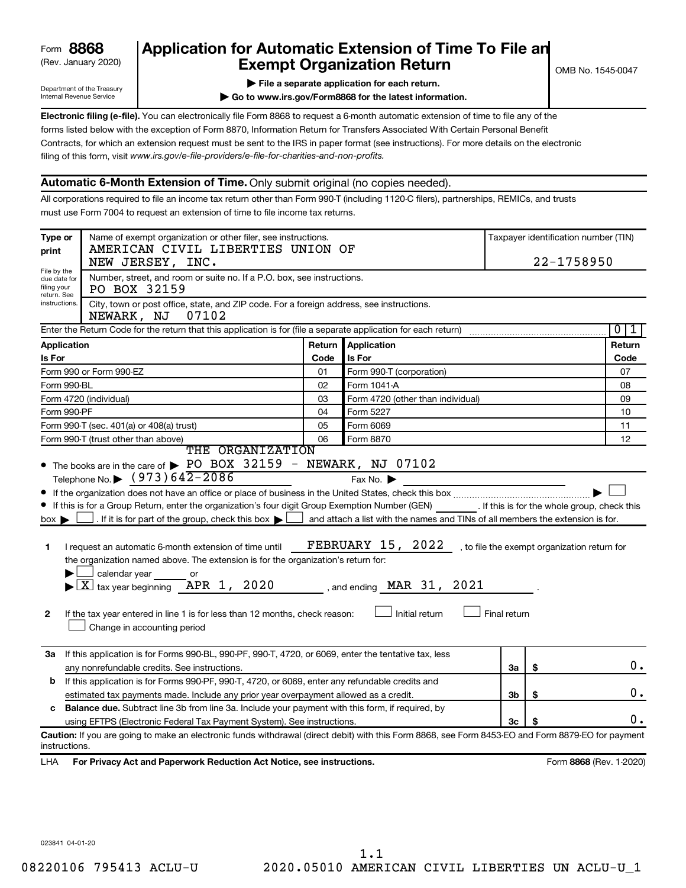Form **8868**
(Rev. January 2020)

Department of the Treasury
Internal Revenue Service

# Application for Automatic Extension of Time To File an Exempt Organization Return

▶ **File a separate application for each return.**

▶ **Go to www.irs.gov/Form8868 for the latest information.**

OMB No. 1545-0047

**Electronic filing (e-file).** You can electronically file Form 8868 to request a 6-month automatic extension of time to file any of the forms listed below with the exception of Form 8870, Information Return for Transfers Associated With Certain Personal Benefit Contracts, for which an extension request must be sent to the IRS in paper format (see instructions). For more details on the electronic filing of this form, visit *www.irs.gov/e-file-providers/e-file-for-charities-and-non-profits.*

## Automatic 6-Month Extension of Time. Only submit original (no copies needed).

All corporations required to file an income tax return other than Form 990-T (including 1120-C filers), partnerships, REMICs, and trusts must use Form 7004 to request an extension of time to file income tax returns.

**Type or print**

File by the due date for filing your return. See instructions.

Name of exempt organization or other filer, see instructions.
AMERICAN CIVIL LIBERTIES UNION OF NEW JERSEY, INC.

Taxpayer identification number (TIN)
22-1758950

Number, street, and room or suite no. If a P.O. box, see instructions.
PO BOX 32159

City, town or post office, state, and ZIP code. For a foreign address, see instructions.
NEWARK, NJ 07102

Enter the Return Code for the return that this application is for (file a separate application for each return) 01

| Application Is For | Return Code | Application Is For | Return Code |
|---|---|---|---|
| Form 990 or Form 990-EZ | 01 | Form 990-T (corporation) | 07 |
| Form 990-BL | 02 | Form 1041-A | 08 |
| Form 4720 (individual) | 03 | Form 4720 (other than individual) | 09 |
| Form 990-PF | 04 | Form 5227 | 10 |
| Form 990-T (sec. 401(a) or 408(a) trust) | 05 | Form 6069 | 11 |
| Form 990-T (trust other than above) | 06 | Form 8870 | 12 |

- The books are in the care of ▶ THE ORGANIZATION PO BOX 32159 - NEWARK, NJ 07102

  Telephone No. ▶ (973)642-2086 Fax No. ▶

- If the organization does not have an office or place of business in the United States, check this box ▶ ☐
- If this is for a Group Return, enter the organization's four digit Group Exemption Number (GEN) ______ . If this is for the whole group, check this box ▶ ☐ . If it is for part of the group, check this box ▶ ☐ and attach a list with the names and TINs of all members the extension is for.

**1** I request an automatic 6-month extension of time until FEBRUARY 15, 2022 , to file the exempt organization return for the organization named above. The extension is for the organization's return for:

▶ ☐ calendar year ______ or

▶ ☒ tax year beginning APR 1, 2020 , and ending MAR 31, 2021 .

**2** If the tax year entered in line 1 is for less than 12 months, check reason: ☐ Initial return ☐ Final return ☐ Change in accounting period

| | | | |
|---|---|---|---|
| **3a** | If this application is for Forms 990-BL, 990-PF, 990-T, 4720, or 6069, enter the tentative tax, less any nonrefundable credits. See instructions. | **3a** | $ 0. |
| **b** | If this application is for Forms 990-PF, 990-T, 4720, or 6069, enter any refundable credits and estimated tax payments made. Include any prior year overpayment allowed as a credit. | **3b** | $ 0. |
| **c** | **Balance due.** Subtract line 3b from line 3a. Include your payment with this form, if required, by using EFTPS (Electronic Federal Tax Payment System). See instructions. | **3c** | $ 0. |

**Caution:** If you are going to make an electronic funds withdrawal (direct debit) with this Form 8868, see Form 8453-EO and Form 8879-EO for payment instructions.

LHA **For Privacy Act and Paperwork Reduction Act Notice, see instructions.** Form **8868** (Rev. 1-2020)

023841 04-01-20

08220106 795413 ACLU-U 2020.05010 AMERICAN CIVIL LIBERTIES UN ACLU-U_1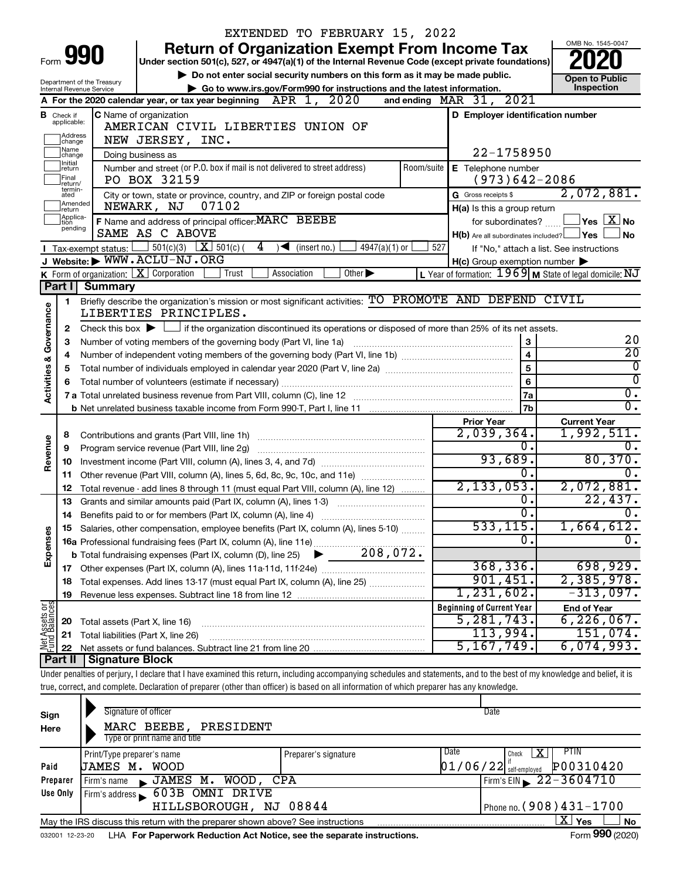EXTENDED TO FEBRUARY 15, 2022

# Form 990 — Return of Organization Exempt From Income Tax (2020)

Under section 501(c), 527, or 4947(a)(1) of the Internal Revenue Code (except private foundations)

▶ Do not enter social security numbers on this form as it may be made public.

▶ Go to www.irs.gov/Form990 for instructions and the latest information.

Department of the Treasury, Internal Revenue Service

OMB No. 1545-0047 — **Open to Public Inspection**

**A** For the 2020 calendar year, or tax year beginning APR 1, 2020 and ending MAR 31, 2021

**B** Check if applicable: Address change, Name change, Initial return, Final return/terminated, Amended return, Application pending

**C** Name of organization: AMERICAN CIVIL LIBERTIES UNION OF NEW JERSEY, INC.

Doing business as

Number and street (or P.O. box if mail is not delivered to street address): PO BOX 32159 — Room/suite

City or town, state or province, country, and ZIP or foreign postal code: NEWARK, NJ 07102

**D** Employer identification number: 22-1758950

**E** Telephone number: (973)642-2086

**G** Gross receipts $ 2,072,881.

**F** Name and address of principal officer: MARC BEEBE, SAME AS C ABOVE

**H(a)** Is this a group return for subordinates? ☐ Yes ☒ No

**H(b)** Are all subordinates included? ☐ Yes ☐ No — If "No," attach a list. See instructions

**H(c)** Group exemption number ▶

**I** Tax-exempt status: ☐ 501(c)(3) ☒ 501(c) ( 4 ) ◀ (insert no.) ☐ 4947(a)(1) or ☐ 527

**J** Website: ▶ WWW.ACLU-NJ.ORG

**K** Form of organization: ☒ Corporation ☐ Trust ☐ Association ☐ Other ▶

**L** Year of formation: 1969 **M** State of legal domicile: NJ

## Part I Summary

**Activities & Governance**

1. Briefly describe the organization's mission or most significant activities: TO PROMOTE AND DEFEND CIVIL LIBERTIES PRINCIPLES.
2. Check this box ▶ ☐ if the organization discontinued its operations or disposed of more than 25% of its net assets.

| | | Line | |
|---|---|---|---|
| 3 | Number of voting members of the governing body (Part VI, line 1a) | 3 | 20 |
| 4 | Number of independent voting members of the governing body (Part VI, line 1b) | 4 | 20 |
| 5 | Total number of individuals employed in calendar year 2020 (Part V, line 2a) | 5 | 0 |
| 6 | Total number of volunteers (estimate if necessary) | 6 | 0 |
| 7a | Total unrelated business revenue from Part VIII, column (C), line 12 | 7a | 0. |
| b | Net unrelated business taxable income from Form 990-T, Part I, line 11 | 7b | 0. |

| | | | Prior Year | Current Year |
|---|---|---|---|---|
| **Revenue** | 8 | Contributions and grants (Part VIII, line 1h) | 2,039,364. | 1,992,511. |
| | 9 | Program service revenue (Part VIII, line 2g) | 0. | 0. |
| | 10 | Investment income (Part VIII, column (A), lines 3, 4, and 7d) | 93,689. | 80,370. |
| | 11 | Other revenue (Part VIII, column (A), lines 5, 6d, 8c, 9c, 10c, and 11e) | 0. | 0. |
| | 12 | Total revenue - add lines 8 through 11 (must equal Part VIII, column (A), line 12) | 2,133,053. | 2,072,881. |
| **Expenses** | 13 | Grants and similar amounts paid (Part IX, column (A), lines 1-3) | 0. | 22,437. |
| | 14 | Benefits paid to or for members (Part IX, column (A), line 4) | 0. | 0. |
| | 15 | Salaries, other compensation, employee benefits (Part IX, column (A), lines 5-10) | 533,115. | 1,664,612. |
| | 16a | Professional fundraising fees (Part IX, column (A), line 11e) | 0. | 0. |
| | b | Total fundraising expenses (Part IX, column (D), line 25) ▶ 208,072. | | |
| | 17 | Other expenses (Part IX, column (A), lines 11a-11d, 11f-24e) | 368,336. | 698,929. |
| | 18 | Total expenses. Add lines 13-17 (must equal Part IX, column (A), line 25) | 901,451. | 2,385,978. |
| | 19 | Revenue less expenses. Subtract line 18 from line 12 | 1,231,602. | -313,097. |

| | | | Beginning of Current Year | End of Year |
|---|---|---|---|---|
| **Net Assets or Fund Balances** | 20 | Total assets (Part X, line 16) | 5,281,743. | 6,226,067. |
| | 21 | Total liabilities (Part X, line 26) | 113,994. | 151,074. |
| | 22 | Net assets or fund balances. Subtract line 21 from line 20 | 5,167,749. | 6,074,993. |

## Part II Signature Block

Under penalties of perjury, I declare that I have examined this return, including accompanying schedules and statements, and to the best of my knowledge and belief, it is true, correct, and complete. Declaration of preparer (other than officer) is based on all information of which preparer has any knowledge.

**Sign Here** — Signature of officer — Date

MARC BEEBE, PRESIDENT
Type or print name and title

| **Paid Preparer Use Only** | | | |
|---|---|---|---|
| Print/Type preparer's name: JAMES M. WOOD | Preparer's signature | Date: 01/06/22 | Check ☒ if self-employed — PTIN: P00310420 |
| Firm's name ▶ JAMES M. WOOD, CPA | | | Firm's EIN ▶ 22-3604710 |
| Firm's address ▶ 603B OMNI DRIVE, HILLSBOROUGH, NJ 08844 | | | Phone no. (908)431-1700 |

May the IRS discuss this return with the preparer shown above? See instructions ☒ Yes ☐ No

032001 12-23-20 LHA For Paperwork Reduction Act Notice, see the separate instructions. Form **990** (2020)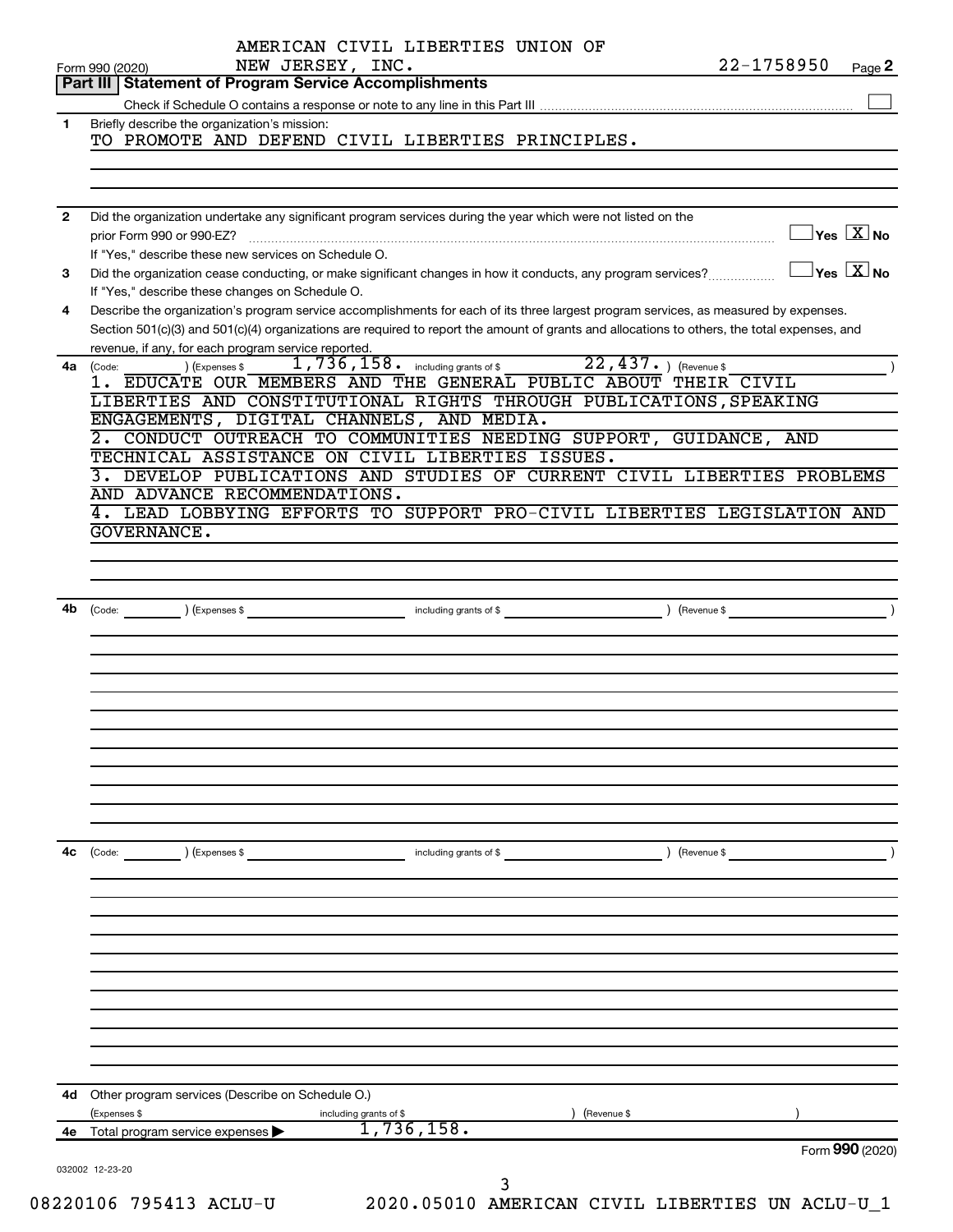AMERICAN CIVIL LIBERTIES UNION OF NEW JERSEY, INC. 22-1758950

Form 990 (2020) Page 2

## Part III Statement of Program Service Accomplishments

Check if Schedule O contains a response or note to any line in this Part III ☐

**1** Briefly describe the organization's mission:

TO PROMOTE AND DEFEND CIVIL LIBERTIES PRINCIPLES.

**2** Did the organization undertake any significant program services during the year which were not listed on the prior Form 990 or 990-EZ? ☐ Yes ☒ No

If "Yes," describe these new services on Schedule O.

**3** Did the organization cease conducting, or make significant changes in how it conducts, any program services? ☐ Yes ☒ No

If "Yes," describe these changes on Schedule O.

**4** Describe the organization's program service accomplishments for each of its three largest program services, as measured by expenses. Section 501(c)(3) and 501(c)(4) organizations are required to report the amount of grants and allocations to others, the total expenses, and revenue, if any, for each program service reported.

**4a** (Code: ) (Expenses $ 1,736,158. including grants of $ 22,437. ) (Revenue $ )

1. EDUCATE OUR MEMBERS AND THE GENERAL PUBLIC ABOUT THEIR CIVIL LIBERTIES AND CONSTITUTIONAL RIGHTS THROUGH PUBLICATIONS,SPEAKING ENGAGEMENTS, DIGITAL CHANNELS, AND MEDIA.
2. CONDUCT OUTREACH TO COMMUNITIES NEEDING SUPPORT, GUIDANCE, AND TECHNICAL ASSISTANCE ON CIVIL LIBERTIES ISSUES.
3. DEVELOP PUBLICATIONS AND STUDIES OF CURRENT CIVIL LIBERTIES PROBLEMS AND ADVANCE RECOMMENDATIONS.
4. LEAD LOBBYING EFFORTS TO SUPPORT PRO-CIVIL LIBERTIES LEGISLATION AND GOVERNANCE.

**4b** (Code: ) (Expenses $ including grants of $ ) (Revenue $ )

**4c** (Code: ) (Expenses $ including grants of $ ) (Revenue $ )

**4d** Other program services (Describe on Schedule O.)

(Expenses $ including grants of $ ) (Revenue $ )

**4e** Total program service expenses ▶ 1,736,158.

Form **990** (2020)

032002 12-23-20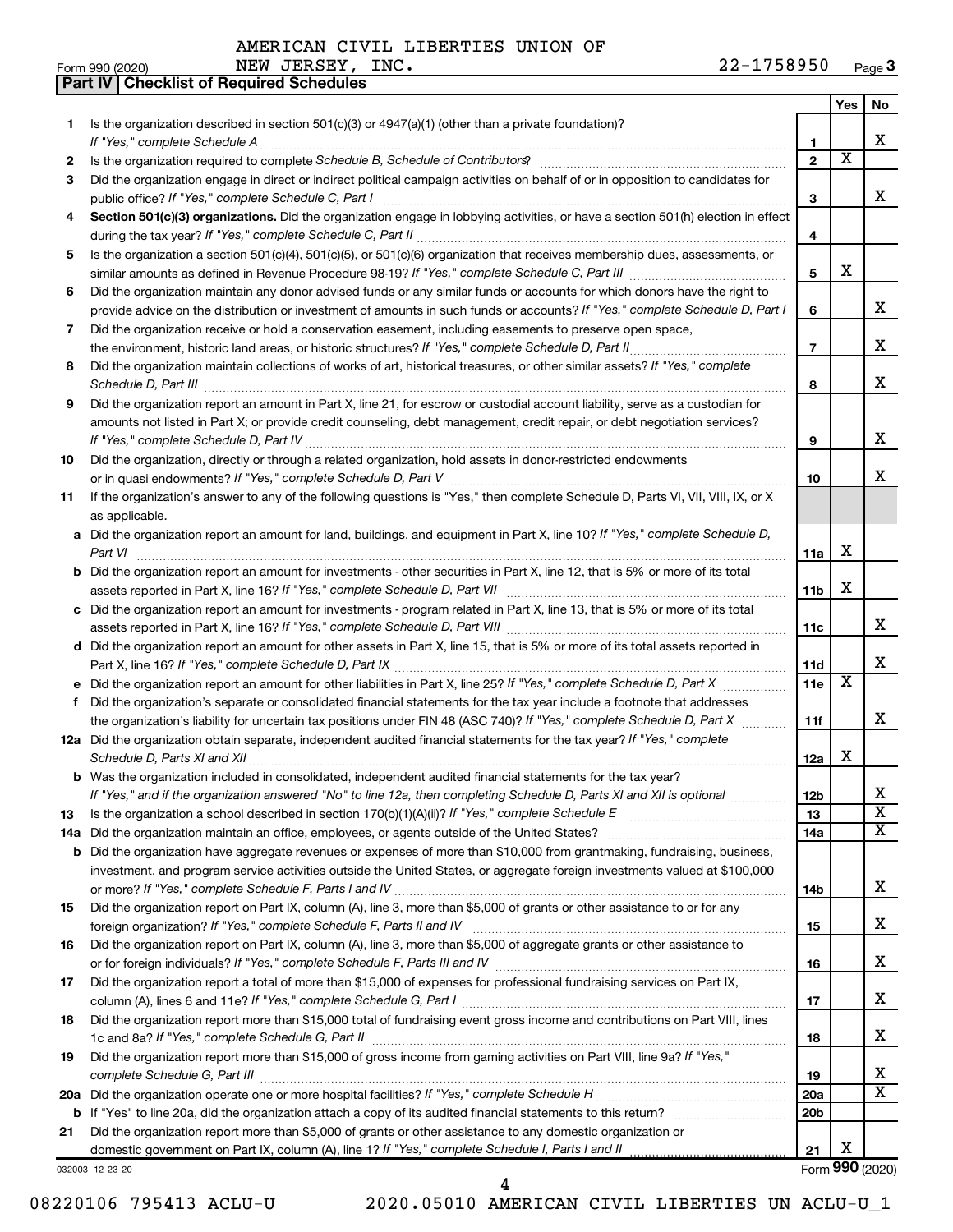AMERICAN CIVIL LIBERTIES UNION OF

Form 990 (2020) NEW JERSEY, INC. 22-1758950 Page 3

**Part IV | Checklist of Required Schedules**

| | | | Yes | No |
|---|---|---|---|---|
| **1** | Is the organization described in section 501(c)(3) or 4947(a)(1) (other than a private foundation)? *If "Yes," complete Schedule A* | **1** | | X |
| **2** | Is the organization required to complete *Schedule B, Schedule of Contributors*? | **2** | X | |
| **3** | Did the organization engage in direct or indirect political campaign activities on behalf of or in opposition to candidates for public office? *If "Yes," complete Schedule C, Part I* | **3** | | X |
| **4** | **Section 501(c)(3) organizations.** Did the organization engage in lobbying activities, or have a section 501(h) election in effect during the tax year? *If "Yes," complete Schedule C, Part II* | **4** | | |
| **5** | Is the organization a section 501(c)(4), 501(c)(5), or 501(c)(6) organization that receives membership dues, assessments, or similar amounts as defined in Revenue Procedure 98-19? *If "Yes," complete Schedule C, Part III* | **5** | X | |
| **6** | Did the organization maintain any donor advised funds or any similar funds or accounts for which donors have the right to provide advice on the distribution or investment of amounts in such funds or accounts? *If "Yes," complete Schedule D, Part I* | **6** | | X |
| **7** | Did the organization receive or hold a conservation easement, including easements to preserve open space, the environment, historic land areas, or historic structures? *If "Yes," complete Schedule D, Part II* | **7** | | X |
| **8** | Did the organization maintain collections of works of art, historical treasures, or other similar assets? *If "Yes," complete Schedule D, Part III* | **8** | | X |
| **9** | Did the organization report an amount in Part X, line 21, for escrow or custodial account liability, serve as a custodian for amounts not listed in Part X; or provide credit counseling, debt management, credit repair, or debt negotiation services? *If "Yes," complete Schedule D, Part IV* | **9** | | X |
| **10** | Did the organization, directly or through a related organization, hold assets in donor-restricted endowments or in quasi endowments? *If "Yes," complete Schedule D, Part V* | **10** | | X |
| **11** | If the organization's answer to any of the following questions is "Yes," then complete Schedule D, Parts VI, VII, VIII, IX, or X as applicable. | | | |
| **a** | Did the organization report an amount for land, buildings, and equipment in Part X, line 10? *If "Yes," complete Schedule D, Part VI* | **11a** | X | |
| **b** | Did the organization report an amount for investments - other securities in Part X, line 12, that is 5% or more of its total assets reported in Part X, line 16? *If "Yes," complete Schedule D, Part VII* | **11b** | X | |
| **c** | Did the organization report an amount for investments - program related in Part X, line 13, that is 5% or more of its total assets reported in Part X, line 16? *If "Yes," complete Schedule D, Part VIII* | **11c** | | X |
| **d** | Did the organization report an amount for other assets in Part X, line 15, that is 5% or more of its total assets reported in Part X, line 16? *If "Yes," complete Schedule D, Part IX* | **11d** | | X |
| **e** | Did the organization report an amount for other liabilities in Part X, line 25? *If "Yes," complete Schedule D, Part X* | **11e** | X | |
| **f** | Did the organization's separate or consolidated financial statements for the tax year include a footnote that addresses the organization's liability for uncertain tax positions under FIN 48 (ASC 740)? *If "Yes," complete Schedule D, Part X* | **11f** | | X |
| **12a** | Did the organization obtain separate, independent audited financial statements for the tax year? *If "Yes," complete Schedule D, Parts XI and XII* | **12a** | X | |
| **b** | Was the organization included in consolidated, independent audited financial statements for the tax year? *If "Yes," and if the organization answered "No" to line 12a, then completing Schedule D, Parts XI and XII is optional* | **12b** | | X |
| **13** | Is the organization a school described in section 170(b)(1)(A)(ii)? *If "Yes," complete Schedule E* | **13** | | X |
| **14a** | Did the organization maintain an office, employees, or agents outside of the United States? | **14a** | | X |
| **b** | Did the organization have aggregate revenues or expenses of more than $10,000 from grantmaking, fundraising, business, investment, and program service activities outside the United States, or aggregate foreign investments valued at $100,000 or more? *If "Yes," complete Schedule F, Parts I and IV* | **14b** | | X |
| **15** | Did the organization report on Part IX, column (A), line 3, more than $5,000 of grants or other assistance to or for any foreign organization? *If "Yes," complete Schedule F, Parts II and IV* | **15** | | X |
| **16** | Did the organization report on Part IX, column (A), line 3, more than $5,000 of aggregate grants or other assistance to or for foreign individuals? *If "Yes," complete Schedule F, Parts III and IV* | **16** | | X |
| **17** | Did the organization report a total of more than $15,000 of expenses for professional fundraising services on Part IX, column (A), lines 6 and 11e? *If "Yes," complete Schedule G, Part I* | **17** | | X |
| **18** | Did the organization report more than $15,000 total of fundraising event gross income and contributions on Part VIII, lines 1c and 8a? *If "Yes," complete Schedule G, Part II* | **18** | | X |
| **19** | Did the organization report more than $15,000 of gross income from gaming activities on Part VIII, line 9a? *If "Yes," complete Schedule G, Part III* | **19** | | X |
| **20a** | Did the organization operate one or more hospital facilities? *If "Yes," complete Schedule H* | **20a** | | X |
| **b** | If "Yes" to line 20a, did the organization attach a copy of its audited financial statements to this return? | **20b** | | |
| **21** | Did the organization report more than $5,000 of grants or other assistance to any domestic organization or domestic government on Part IX, column (A), line 1? *If "Yes," complete Schedule I, Parts I and II* | **21** | X | |

032003 12-23-20 Form **990** (2020)

08220106 795413 ACLU-U 2020.05010 AMERICAN CIVIL LIBERTIES UN ACLU-U_1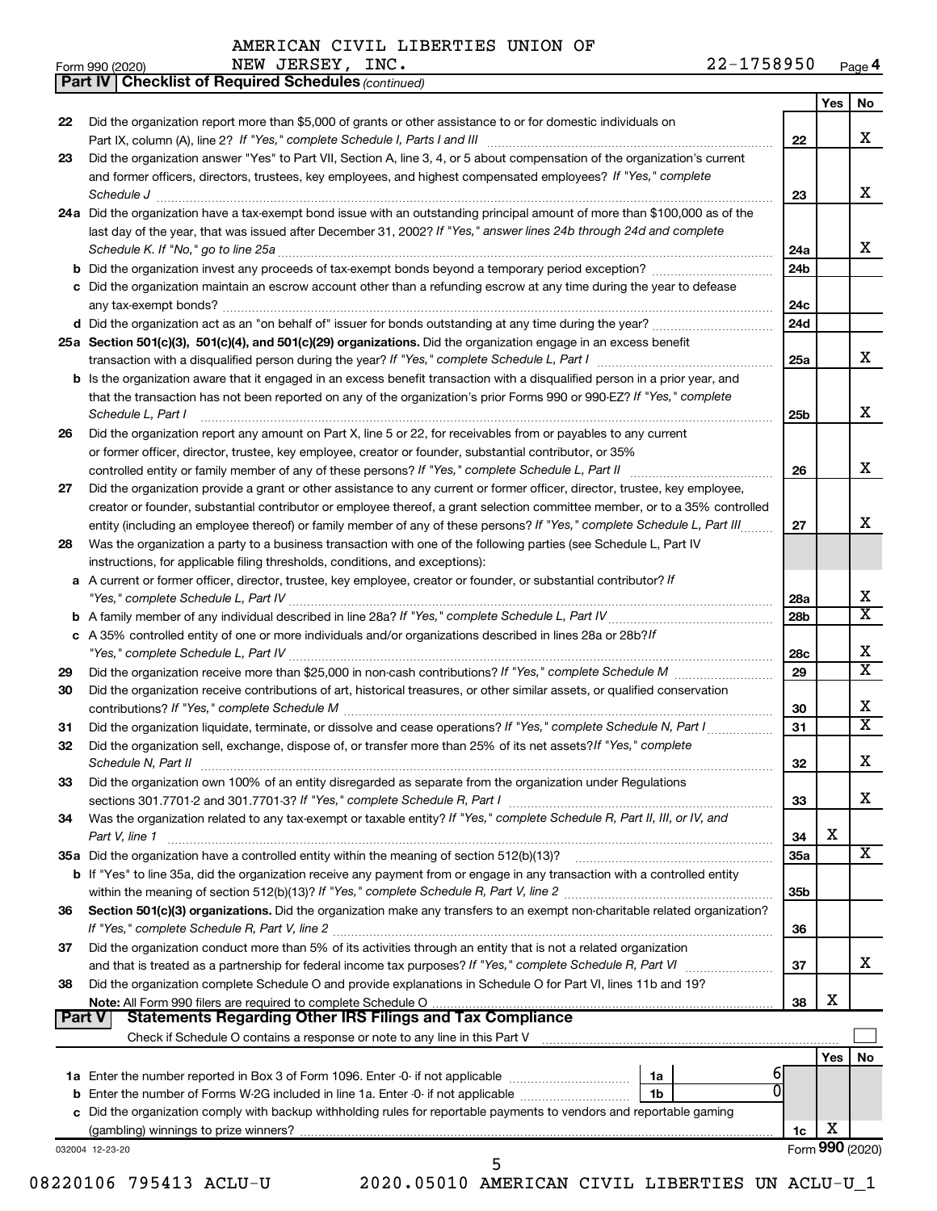AMERICAN CIVIL LIBERTIES UNION OF NEW JERSEY, INC. 22-1758950

Form 990 (2020) Page 4

**Part IV | Checklist of Required Schedules** *(continued)*

| | | | Yes | No |
|---|---|---|---|---|
| 22 | Did the organization report more than $5,000 of grants or other assistance to or for domestic individuals on Part IX, column (A), line 2? *If "Yes," complete Schedule I, Parts I and III* | 22 | | X |
| 23 | Did the organization answer "Yes" to Part VII, Section A, line 3, 4, or 5 about compensation of the organization's current and former officers, directors, trustees, key employees, and highest compensated employees? *If "Yes," complete Schedule J* | 23 | | X |
| 24a | Did the organization have a tax-exempt bond issue with an outstanding principal amount of more than $100,000 as of the last day of the year, that was issued after December 31, 2002? *If "Yes," answer lines 24b through 24d and complete Schedule K. If "No," go to line 25a* | 24a | | X |
| b | Did the organization invest any proceeds of tax-exempt bonds beyond a temporary period exception? | 24b | | |
| c | Did the organization maintain an escrow account other than a refunding escrow at any time during the year to defease any tax-exempt bonds? | 24c | | |
| d | Did the organization act as an "on behalf of" issuer for bonds outstanding at any time during the year? | 24d | | |
| 25a | **Section 501(c)(3), 501(c)(4), and 501(c)(29) organizations.** Did the organization engage in an excess benefit transaction with a disqualified person during the year? *If "Yes," complete Schedule L, Part I* | 25a | | X |
| b | Is the organization aware that it engaged in an excess benefit transaction with a disqualified person in a prior year, and that the transaction has not been reported on any of the organization's prior Forms 990 or 990-EZ? *If "Yes," complete Schedule L, Part I* | 25b | | X |
| 26 | Did the organization report any amount on Part X, line 5 or 22, for receivables from or payables to any current or former officer, director, trustee, key employee, creator or founder, substantial contributor, or 35% controlled entity or family member of any of these persons? *If "Yes," complete Schedule L, Part II* | 26 | | X |
| 27 | Did the organization provide a grant or other assistance to any current or former officer, director, trustee, key employee, creator or founder, substantial contributor or employee thereof, a grant selection committee member, or to a 35% controlled entity (including an employee thereof) or family member of any of these persons? *If "Yes," complete Schedule L, Part III* | 27 | | X |
| 28 | Was the organization a party to a business transaction with one of the following parties (see Schedule L, Part IV instructions, for applicable filing thresholds, conditions, and exceptions): | | | |
| a | A current or former officer, director, trustee, key employee, creator or founder, or substantial contributor? *If "Yes," complete Schedule L, Part IV* | 28a | | X |
| b | A family member of any individual described in line 28a? *If "Yes," complete Schedule L, Part IV* | 28b | | X |
| c | A 35% controlled entity of one or more individuals and/or organizations described in lines 28a or 28b? *If "Yes," complete Schedule L, Part IV* | 28c | | X |
| 29 | Did the organization receive more than $25,000 in non-cash contributions? *If "Yes," complete Schedule M* | 29 | | X |
| 30 | Did the organization receive contributions of art, historical treasures, or other similar assets, or qualified conservation contributions? *If "Yes," complete Schedule M* | 30 | | X |
| 31 | Did the organization liquidate, terminate, or dissolve and cease operations? *If "Yes," complete Schedule N, Part I* | 31 | | X |
| 32 | Did the organization sell, exchange, dispose of, or transfer more than 25% of its net assets? *If "Yes," complete Schedule N, Part II* | 32 | | X |
| 33 | Did the organization own 100% of an entity disregarded as separate from the organization under Regulations sections 301.7701-2 and 301.7701-3? *If "Yes," complete Schedule R, Part I* | 33 | | X |
| 34 | Was the organization related to any tax-exempt or taxable entity? *If "Yes," complete Schedule R, Part II, III, or IV, and Part V, line 1* | 34 | X | |
| 35a | Did the organization have a controlled entity within the meaning of section 512(b)(13)? | 35a | | X |
| b | If "Yes" to line 35a, did the organization receive any payment from or engage in any transaction with a controlled entity within the meaning of section 512(b)(13)? *If "Yes," complete Schedule R, Part V, line 2* | 35b | | |
| 36 | **Section 501(c)(3) organizations.** Did the organization make any transfers to an exempt non-charitable related organization? *If "Yes," complete Schedule R, Part V, line 2* | 36 | | |
| 37 | Did the organization conduct more than 5% of its activities through an entity that is not a related organization and that is treated as a partnership for federal income tax purposes? *If "Yes," complete Schedule R, Part VI* | 37 | | X |
| 38 | Did the organization complete Schedule O and provide explanations in Schedule O for Part VI, lines 11b and 19? **Note:** All Form 990 filers are required to complete Schedule O | 38 | X | |

**Part V | Statements Regarding Other IRS Filings and Tax Compliance**

Check if Schedule O contains a response or note to any line in this Part V ☐

| | | | | | Yes | No |
|---|---|---|---|---|---|---|
| 1a | Enter the number reported in Box 3 of Form 1096. Enter -0- if not applicable | 1a | 6 | | | |
| b | Enter the number of Forms W-2G included in line 1a. Enter -0- if not applicable | 1b | 0 | | | |
| c | Did the organization comply with backup withholding rules for reportable payments to vendors and reportable gaming (gambling) winnings to prize winners? | | | 1c | X | |

032004 12-23-20

Form **990** (2020)

08220106 795413 ACLU-U 2020.05010 AMERICAN CIVIL LIBERTIES UN ACLU-U_1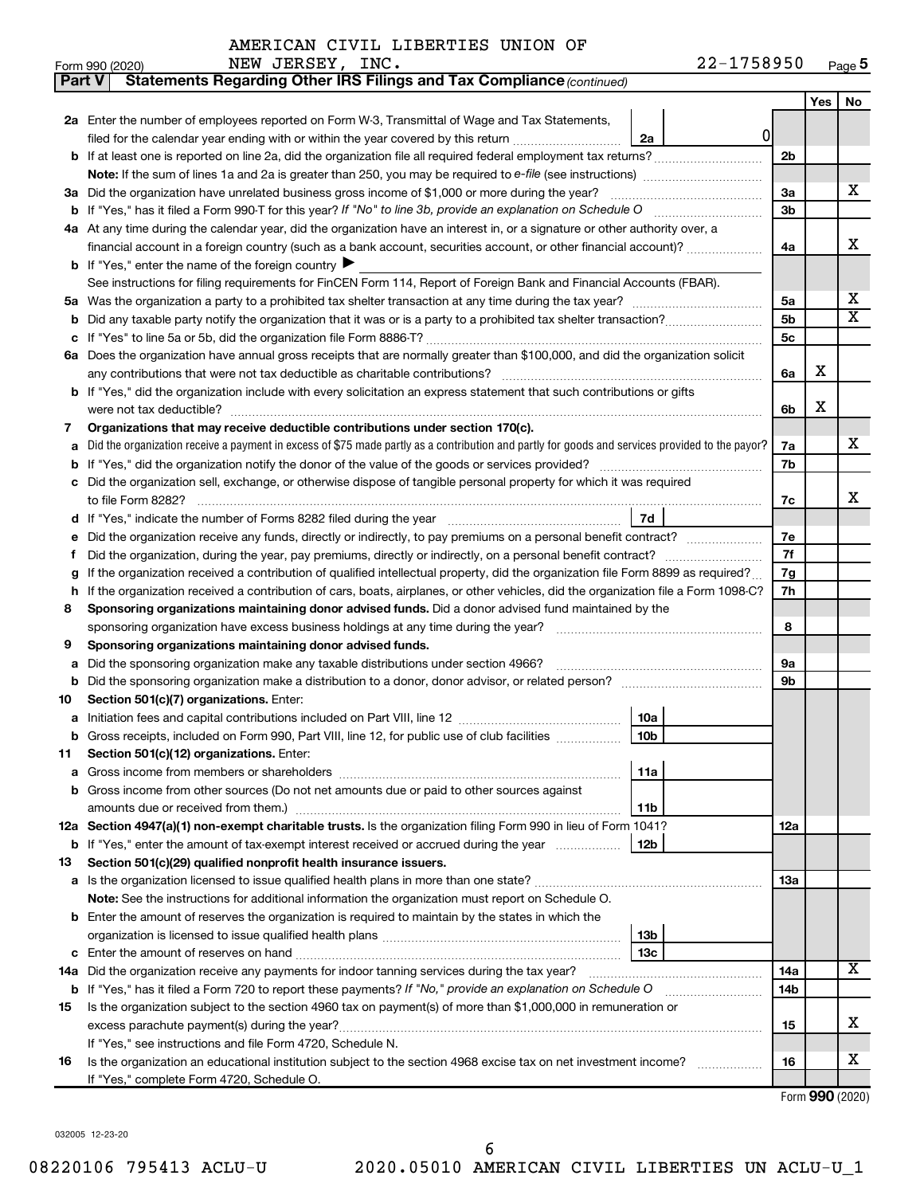AMERICAN CIVIL LIBERTIES UNION OF
NEW JERSEY, INC. 22-1758950

Form 990 (2020) Page 5

**Part V Statements Regarding Other IRS Filings and Tax Compliance** *(continued)*

| | | | | Yes | No |
|---|---|---|---|---|---|
| **2a** | Enter the number of employees reported on Form W-3, Transmittal of Wage and Tax Statements, filed for the calendar year ending with or within the year covered by this return | 2a 0 | | | |
| **b** | If at least one is reported on line 2a, did the organization file all required federal employment tax returns? | | 2b | | |
| | **Note:** If the sum of lines 1a and 2a is greater than 250, you may be required to *e-file* (see instructions) | | | | |
| **3a** | Did the organization have unrelated business gross income of $1,000 or more during the year? | | 3a | | X |
| **b** | If "Yes," has it filed a Form 990-T for this year? *If "No" to line 3b, provide an explanation on Schedule O* | | 3b | | |
| **4a** | At any time during the calendar year, did the organization have an interest in, or a signature or other authority over, a financial account in a foreign country (such as a bank account, securities account, or other financial account)? | | 4a | | X |
| **b** | If "Yes," enter the name of the foreign country ▶ | | | | |
| | See instructions for filing requirements for FinCEN Form 114, Report of Foreign Bank and Financial Accounts (FBAR). | | | | |
| **5a** | Was the organization a party to a prohibited tax shelter transaction at any time during the tax year? | | 5a | | X |
| **b** | Did any taxable party notify the organization that it was or is a party to a prohibited tax shelter transaction? | | 5b | | X |
| **c** | If "Yes" to line 5a or 5b, did the organization file Form 8886-T? | | 5c | | |
| **6a** | Does the organization have annual gross receipts that are normally greater than $100,000, and did the organization solicit any contributions that were not tax deductible as charitable contributions? | | 6a | X | |
| **b** | If "Yes," did the organization include with every solicitation an express statement that such contributions or gifts were not tax deductible? | | 6b | X | |
| **7** | **Organizations that may receive deductible contributions under section 170(c).** | | | | |
| **a** | Did the organization receive a payment in excess of $75 made partly as a contribution and partly for goods and services provided to the payor? | | 7a | | X |
| **b** | If "Yes," did the organization notify the donor of the value of the goods or services provided? | | 7b | | |
| **c** | Did the organization sell, exchange, or otherwise dispose of tangible personal property for which it was required to file Form 8282? | | 7c | | X |
| **d** | If "Yes," indicate the number of Forms 8282 filed during the year | 7d | | | |
| **e** | Did the organization receive any funds, directly or indirectly, to pay premiums on a personal benefit contract? | | 7e | | |
| **f** | Did the organization, during the year, pay premiums, directly or indirectly, on a personal benefit contract? | | 7f | | |
| **g** | If the organization received a contribution of qualified intellectual property, did the organization file Form 8899 as required? | | 7g | | |
| **h** | If the organization received a contribution of cars, boats, airplanes, or other vehicles, did the organization file a Form 1098-C? | | 7h | | |
| **8** | **Sponsoring organizations maintaining donor advised funds.** Did a donor advised fund maintained by the sponsoring organization have excess business holdings at any time during the year? | | 8 | | |
| **9** | **Sponsoring organizations maintaining donor advised funds.** | | | | |
| **a** | Did the sponsoring organization make any taxable distributions under section 4966? | | 9a | | |
| **b** | Did the sponsoring organization make a distribution to a donor, donor advisor, or related person? | | 9b | | |
| **10** | **Section 501(c)(7) organizations.** Enter: | | | | |
| **a** | Initiation fees and capital contributions included on Part VIII, line 12 | 10a | | | |
| **b** | Gross receipts, included on Form 990, Part VIII, line 12, for public use of club facilities | 10b | | | |
| **11** | **Section 501(c)(12) organizations.** Enter: | | | | |
| **a** | Gross income from members or shareholders | 11a | | | |
| **b** | Gross income from other sources (Do not net amounts due or paid to other sources against amounts due or received from them.) | 11b | | | |
| **12a** | **Section 4947(a)(1) non-exempt charitable trusts.** Is the organization filing Form 990 in lieu of Form 1041? | | 12a | | |
| **b** | If "Yes," enter the amount of tax-exempt interest received or accrued during the year | 12b | | | |
| **13** | **Section 501(c)(29) qualified nonprofit health insurance issuers.** | | | | |
| **a** | Is the organization licensed to issue qualified health plans in more than one state? | | 13a | | |
| | **Note:** See the instructions for additional information the organization must report on Schedule O. | | | | |
| **b** | Enter the amount of reserves the organization is required to maintain by the states in which the organization is licensed to issue qualified health plans | 13b | | | |
| **c** | Enter the amount of reserves on hand | 13c | | | |
| **14a** | Did the organization receive any payments for indoor tanning services during the tax year? | | 14a | | X |
| **b** | If "Yes," has it filed a Form 720 to report these payments? *If "No," provide an explanation on Schedule O* | | 14b | | |
| **15** | Is the organization subject to the section 4960 tax on payment(s) of more than $1,000,000 in remuneration or excess parachute payment(s) during the year? | | 15 | | X |
| | If "Yes," see instructions and file Form 4720, Schedule N. | | | | |
| **16** | Is the organization an educational institution subject to the section 4968 excise tax on net investment income? | | 16 | | X |
| | If "Yes," complete Form 4720, Schedule O. | | | | |

Form **990** (2020)

032005 12-23-20

08220106 795413 ACLU-U 2020.05010 AMERICAN CIVIL LIBERTIES UN ACLU-U_1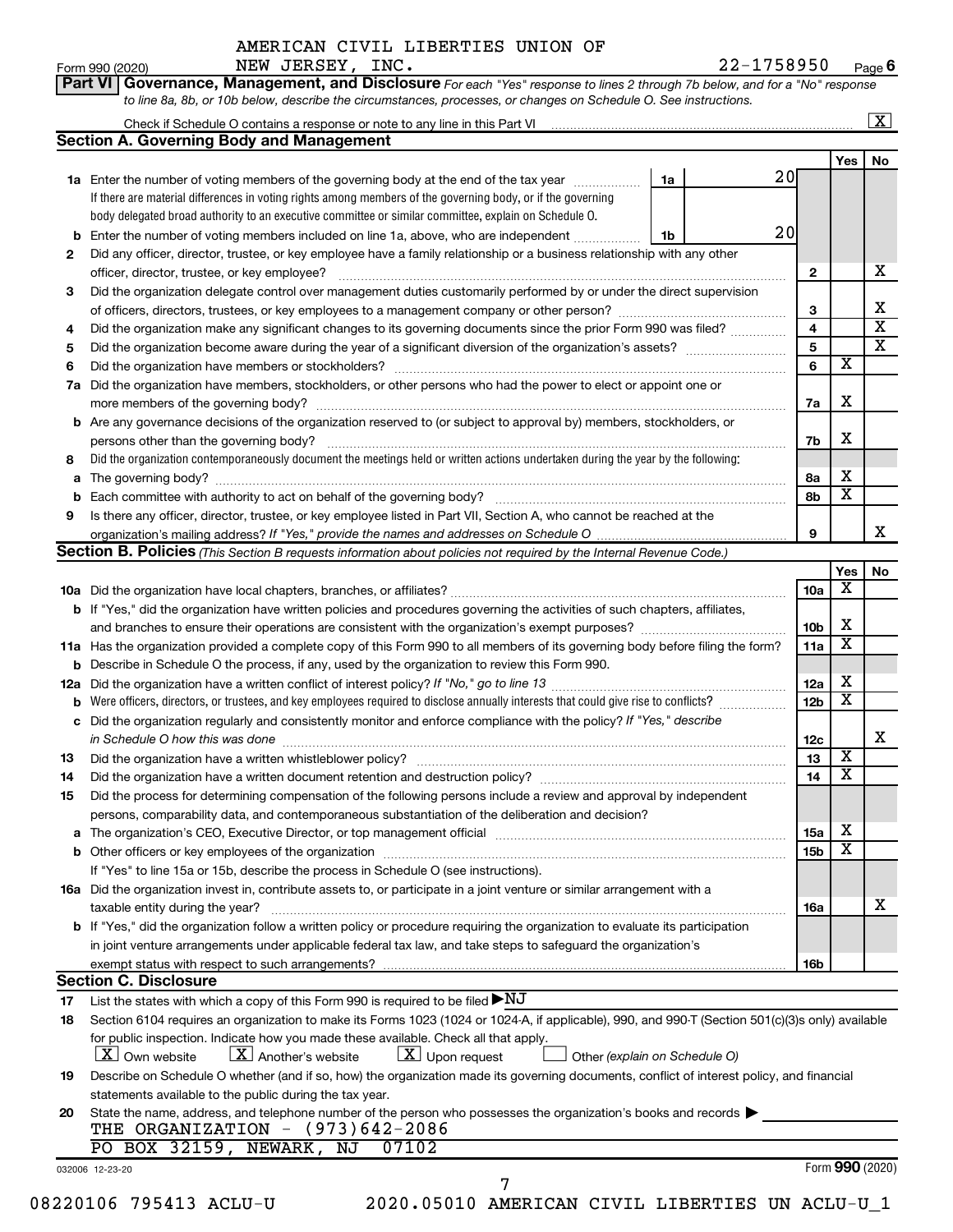AMERICAN CIVIL LIBERTIES UNION OF NEW JERSEY, INC. 22-1758950

Form 990 (2020) Page 6

**Part VI Governance, Management, and Disclosure** *For each "Yes" response to lines 2 through 7b below, and for a "No" response to line 8a, 8b, or 10b below, describe the circumstances, processes, or changes on Schedule O. See instructions.*

Check if Schedule O contains a response or note to any line in this Part VI ☒

## Section A. Governing Body and Management

| | | | | Yes | No |
|---|---|---|---|---|---|
| 1a | Enter the number of voting members of the governing body at the end of the tax year | 1a | 20 | | |
| | If there are material differences in voting rights among members of the governing body, or if the governing body delegated broad authority to an executive committee or similar committee, explain on Schedule O. | | | | |
| b | Enter the number of voting members included on line 1a, above, who are independent | 1b | 20 | | |
| 2 | Did any officer, director, trustee, or key employee have a family relationship or a business relationship with any other officer, director, trustee, or key employee? | 2 | | | X |
| 3 | Did the organization delegate control over management duties customarily performed by or under the direct supervision of officers, directors, trustees, or key employees to a management company or other person? | 3 | | | X |
| 4 | Did the organization make any significant changes to its governing documents since the prior Form 990 was filed? | 4 | | | X |
| 5 | Did the organization become aware during the year of a significant diversion of the organization's assets? | 5 | | | X |
| 6 | Did the organization have members or stockholders? | 6 | | X | |
| 7a | Did the organization have members, stockholders, or other persons who had the power to elect or appoint one or more members of the governing body? | 7a | | X | |
| b | Are any governance decisions of the organization reserved to (or subject to approval by) members, stockholders, or persons other than the governing body? | 7b | | X | |
| 8 | Did the organization contemporaneously document the meetings held or written actions undertaken during the year by the following: | | | | |
| a | The governing body? | 8a | | X | |
| b | Each committee with authority to act on behalf of the governing body? | 8b | | X | |
| 9 | Is there any officer, director, trustee, or key employee listed in Part VII, Section A, who cannot be reached at the organization's mailing address? *If "Yes," provide the names and addresses on Schedule O* | 9 | | | X |

## Section B. Policies *(This Section B requests information about policies not required by the Internal Revenue Code.)*

| | | | Yes | No |
|---|---|---|---|---|
| 10a | Did the organization have local chapters, branches, or affiliates? | 10a | X | |
| b | If "Yes," did the organization have written policies and procedures governing the activities of such chapters, affiliates, and branches to ensure their operations are consistent with the organization's exempt purposes? | 10b | X | |
| 11a | Has the organization provided a complete copy of this Form 990 to all members of its governing body before filing the form? | 11a | X | |
| b | Describe in Schedule O the process, if any, used by the organization to review this Form 990. | | | |
| 12a | Did the organization have a written conflict of interest policy? *If "No," go to line 13* | 12a | X | |
| b | Were officers, directors, or trustees, and key employees required to disclose annually interests that could give rise to conflicts? | 12b | X | |
| c | Did the organization regularly and consistently monitor and enforce compliance with the policy? *If "Yes," describe in Schedule O how this was done* | 12c | | X |
| 13 | Did the organization have a written whistleblower policy? | 13 | X | |
| 14 | Did the organization have a written document retention and destruction policy? | 14 | X | |
| 15 | Did the process for determining compensation of the following persons include a review and approval by independent persons, comparability data, and contemporaneous substantiation of the deliberation and decision? | | | |
| a | The organization's CEO, Executive Director, or top management official | 15a | X | |
| b | Other officers or key employees of the organization | 15b | X | |
| | If "Yes" to line 15a or 15b, describe the process in Schedule O (see instructions). | | | |
| 16a | Did the organization invest in, contribute assets to, or participate in a joint venture or similar arrangement with a taxable entity during the year? | 16a | | X |
| b | If "Yes," did the organization follow a written policy or procedure requiring the organization to evaluate its participation in joint venture arrangements under applicable federal tax law, and take steps to safeguard the organization's exempt status with respect to such arrangements? | 16b | | |

## Section C. Disclosure

17 List the states with which a copy of this Form 990 is required to be filed ▶NJ

18 Section 6104 requires an organization to make its Forms 1023 (1024 or 1024-A, if applicable), 990, and 990-T (Section 501(c)(3)s only) available for public inspection. Indicate how you made these available. Check all that apply.

☒ Own website ☒ Another's website ☒ Upon request ☐ Other *(explain on Schedule O)*

19 Describe on Schedule O whether (and if so, how) the organization made its governing documents, conflict of interest policy, and financial statements available to the public during the tax year.

20 State the name, address, and telephone number of the person who possesses the organization's books and records ▶

THE ORGANIZATION - (973)642-2086
PO BOX 32159, NEWARK, NJ 07102

032006 12-23-20 Form **990** (2020)

08220106 795413 ACLU-U 2020.05010 AMERICAN CIVIL LIBERTIES UN ACLU-U_1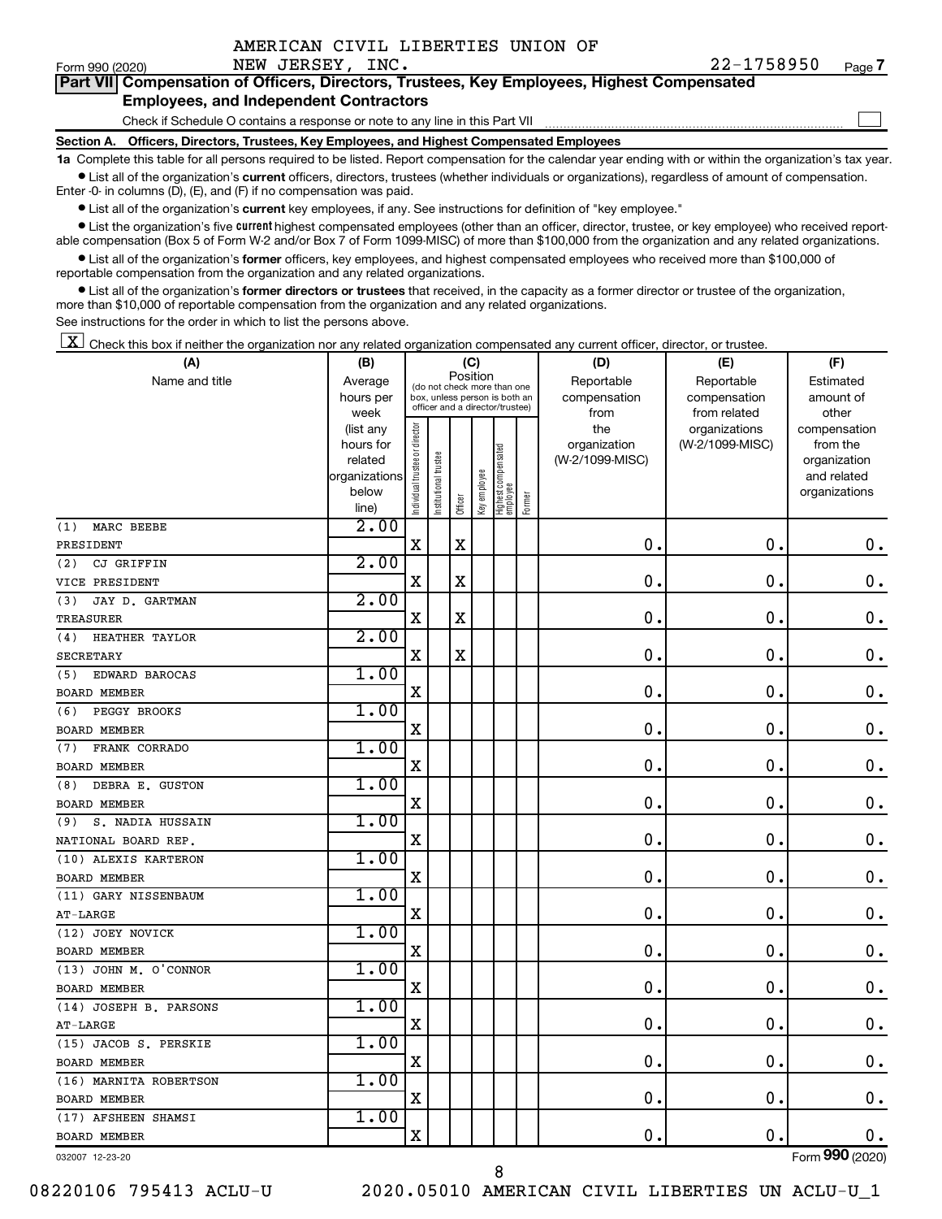AMERICAN CIVIL LIBERTIES UNION OF NEW JERSEY, INC. 22-1758950

Form 990 (2020) Page 7

**Part VII Compensation of Officers, Directors, Trustees, Key Employees, Highest Compensated Employees, and Independent Contractors**

Check if Schedule O contains a response or note to any line in this Part VII

**Section A. Officers, Directors, Trustees, Key Employees, and Highest Compensated Employees**

**1a** Complete this table for all persons required to be listed. Report compensation for the calendar year ending with or within the organization's tax year.

- List all of the organization's **current** officers, directors, trustees (whether individuals or organizations), regardless of amount of compensation. Enter -0- in columns (D), (E), and (F) if no compensation was paid.
- List all of the organization's **current** key employees, if any. See instructions for definition of "key employee."
- List the organization's five **current** highest compensated employees (other than an officer, director, trustee, or key employee) who received reportable compensation (Box 5 of Form W-2 and/or Box 7 of Form 1099-MISC) of more than $100,000 from the organization and any related organizations.
- List all of the organization's **former** officers, key employees, and highest compensated employees who received more than $100,000 of reportable compensation from the organization and any related organizations.
- List all of the organization's **former directors or trustees** that received, in the capacity as a former director or trustee of the organization, more than $10,000 of reportable compensation from the organization and any related organizations.

See instructions for the order in which to list the persons above.

[X] Check this box if neither the organization nor any related organization compensated any current officer, director, or trustee.

| (A) Name and title | (B) Average hours per week (list any hours for related organizations below line) | (C) Position: Individual trustee or director | Institutional trustee | Officer | Key employee | Highest compensated employee | Former | (D) Reportable compensation from the organization (W-2/1099-MISC) | (E) Reportable compensation from related organizations (W-2/1099-MISC) | (F) Estimated amount of other compensation from the organization and related organizations |
|---|---|---|---|---|---|---|---|---|---|---|
| (1) MARC BEEBE<br>PRESIDENT | 2.00 | X | | X | | | | 0. | 0. | 0. |
| (2) CJ GRIFFIN<br>VICE PRESIDENT | 2.00 | X | | X | | | | 0. | 0. | 0. |
| (3) JAY D. GARTMAN<br>TREASURER | 2.00 | X | | X | | | | 0. | 0. | 0. |
| (4) HEATHER TAYLOR<br>SECRETARY | 2.00 | X | | X | | | | 0. | 0. | 0. |
| (5) EDWARD BAROCAS<br>BOARD MEMBER | 1.00 | X | | | | | | 0. | 0. | 0. |
| (6) PEGGY BROOKS<br>BOARD MEMBER | 1.00 | X | | | | | | 0. | 0. | 0. |
| (7) FRANK CORRADO<br>BOARD MEMBER | 1.00 | X | | | | | | 0. | 0. | 0. |
| (8) DEBRA E. GUSTON<br>BOARD MEMBER | 1.00 | X | | | | | | 0. | 0. | 0. |
| (9) S. NADIA HUSSAIN<br>NATIONAL BOARD REP. | 1.00 | X | | | | | | 0. | 0. | 0. |
| (10) ALEXIS KARTERON<br>BOARD MEMBER | 1.00 | X | | | | | | 0. | 0. | 0. |
| (11) GARY NISSENBAUM<br>AT-LARGE | 1.00 | X | | | | | | 0. | 0. | 0. |
| (12) JOEY NOVICK<br>BOARD MEMBER | 1.00 | X | | | | | | 0. | 0. | 0. |
| (13) JOHN M. O'CONNOR<br>BOARD MEMBER | 1.00 | X | | | | | | 0. | 0. | 0. |
| (14) JOSEPH B. PARSONS<br>AT-LARGE | 1.00 | X | | | | | | 0. | 0. | 0. |
| (15) JACOB S. PERSKIE<br>BOARD MEMBER | 1.00 | X | | | | | | 0. | 0. | 0. |
| (16) MARNITA ROBERTSON<br>BOARD MEMBER | 1.00 | X | | | | | | 0. | 0. | 0. |
| (17) AFSHEEN SHAMSI<br>BOARD MEMBER | 1.00 | X | | | | | | 0. | 0. | 0. |

032007 12-23-20 Form 990 (2020)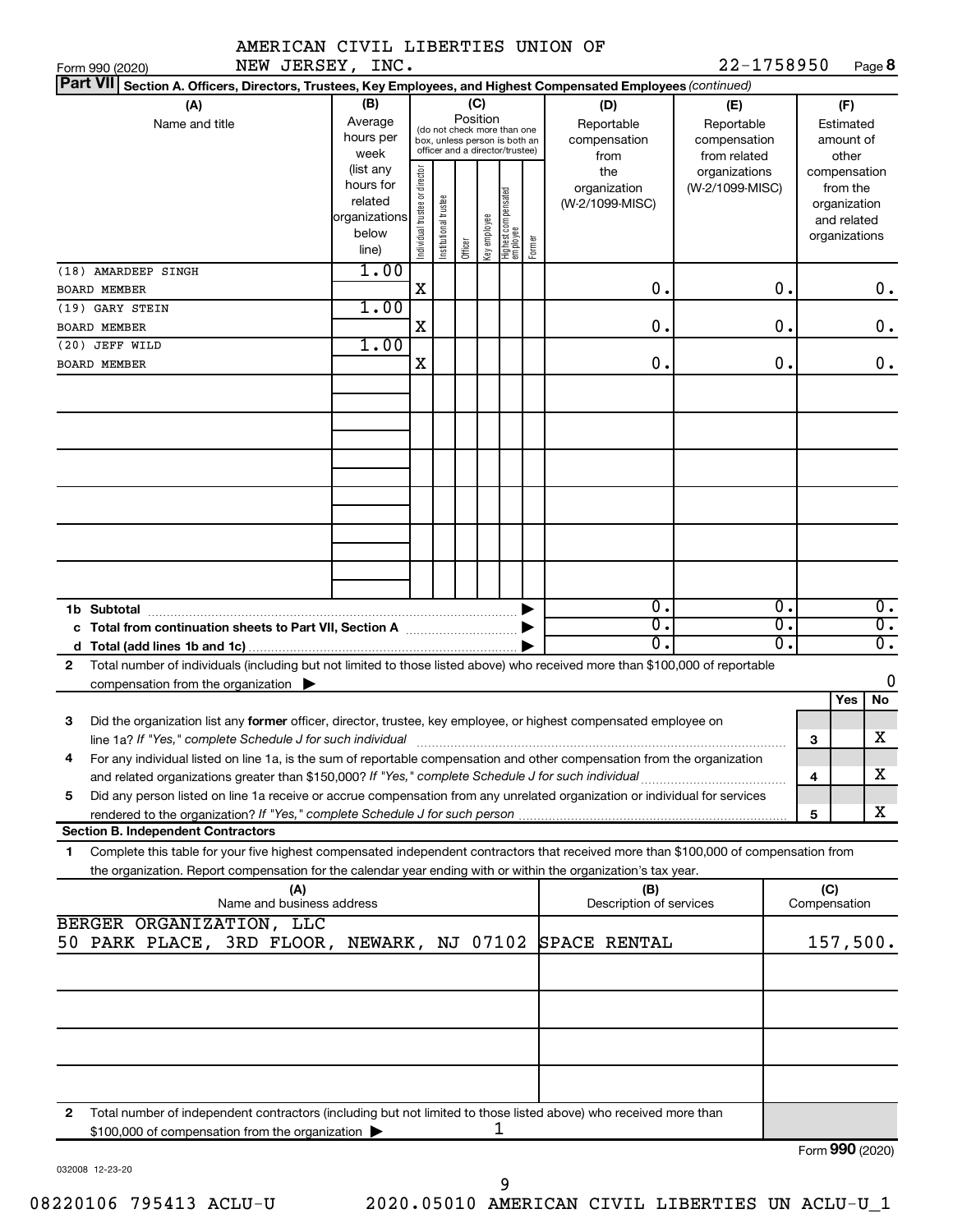AMERICAN CIVIL LIBERTIES UNION OF NEW JERSEY, INC. 22-1758950

Form 990 (2020) Page 8

**Part VII Section A. Officers, Directors, Trustees, Key Employees, and Highest Compensated Employees** *(continued)*

| (A) Name and title | (B) Average hours per week (list any hours for related organizations below line) | (C) Position: Individual trustee or director | Institutional trustee | Officer | Key employee | Highest compensated employee | Former | (D) Reportable compensation from the organization (W-2/1099-MISC) | (E) Reportable compensation from related organizations (W-2/1099-MISC) | (F) Estimated amount of other compensation from the organization and related organizations |
|---|---|---|---|---|---|---|---|---|---|---|
| (18) AMARDEEP SINGH<br>BOARD MEMBER | 1.00 | X | | | | | | 0. | 0. | 0. |
| (19) GARY STEIN<br>BOARD MEMBER | 1.00 | X | | | | | | 0. | 0. | 0. |
| (20) JEFF WILD<br>BOARD MEMBER | 1.00 | X | | | | | | 0. | 0. | 0. |
| **1b Subtotal** | | | | | | | | 0. | 0. | 0. |
| **c Total from continuation sheets to Part VII, Section A** | | | | | | | | 0. | 0. | 0. |
| **d Total (add lines 1b and 1c)** | | | | | | | | 0. | 0. | 0. |

2 Total number of individuals (including but not limited to those listed above) who received more than $100,000 of reportable compensation from the organization ▶ 0

| | | Yes | No |
|---|---|---|---|
| 3 Did the organization list any **former** officer, director, trustee, key employee, or highest compensated employee on line 1a? *If "Yes," complete Schedule J for such individual* | 3 | | X |
| 4 For any individual listed on line 1a, is the sum of reportable compensation and other compensation from the organization and related organizations greater than $150,000? *If "Yes," complete Schedule J for such individual* | 4 | | X |
| 5 Did any person listed on line 1a receive or accrue compensation from any unrelated organization or individual for services rendered to the organization? *If "Yes," complete Schedule J for such person* | 5 | | X |

**Section B. Independent Contractors**

1 Complete this table for your five highest compensated independent contractors that received more than $100,000 of compensation from the organization. Report compensation for the calendar year ending with or within the organization's tax year.

| (A) Name and business address | (B) Description of services | (C) Compensation |
|---|---|---|
| BERGER ORGANIZATION, LLC<br>50 PARK PLACE, 3RD FLOOR, NEWARK, NJ 07102 | SPACE RENTAL | 157,500. |
| | | |
| | | |
| | | |
| | | |

2 Total number of independent contractors (including but not limited to those listed above) who received more than $100,000 of compensation from the organization ▶ 1

Form **990** (2020)

032008 12-23-20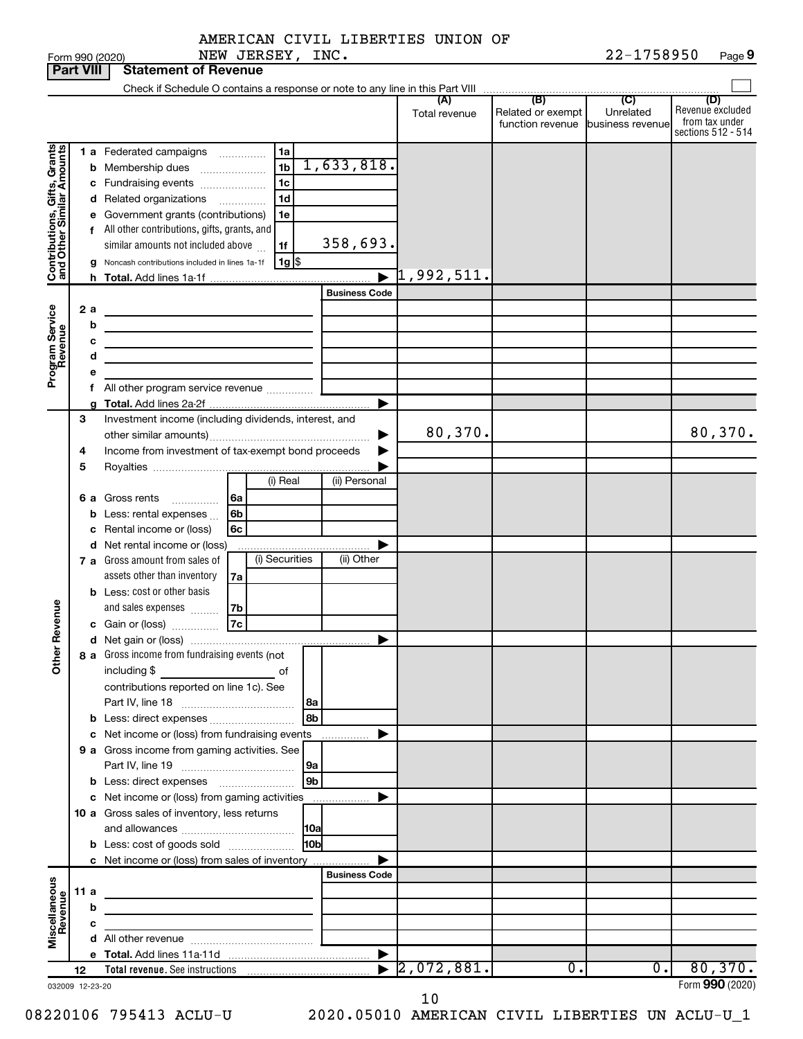AMERICAN CIVIL LIBERTIES UNION OF NEW JERSEY, INC.

Form 990 (2020) 22-1758950 Page **9**

**Part VIII | Statement of Revenue**

Check if Schedule O contains a response or note to any line in this Part VIII ☐

| | | | | (A) Total revenue | (B) Related or exempt function revenue | (C) Unrelated business revenue | (D) Revenue excluded from tax under sections 512 - 514 |
|---|---|---|---|---|---|---|---|
| **Contributions, Gifts, Grants and Other Similar Amounts** | 1 a Federated campaigns | 1a | | | | | |
| | b Membership dues | 1b | 1,633,818. | | | | |
| | c Fundraising events | 1c | | | | | |
| | d Related organizations | 1d | | | | | |
| | e Government grants (contributions) | 1e | | | | | |
| | f All other contributions, gifts, grants, and similar amounts not included above | 1f | 358,693. | | | | |
| | g Noncash contributions included in lines 1a-1f | 1g | $ | | | | |
| | h **Total.** Add lines 1a-1f | | ▶ | 1,992,511. | | | |
| | | | **Business Code** | | | | |
| **Program Service Revenue** | 2 a | | | | | | |
| | b | | | | | | |
| | c | | | | | | |
| | d | | | | | | |
| | e | | | | | | |
| | f All other program service revenue | | | | | | |
| | g **Total.** Add lines 2a-2f | | ▶ | | | | |
| **Other Revenue** | 3 Investment income (including dividends, interest, and other similar amounts) | | ▶ | 80,370. | | | 80,370. |
| | 4 Income from investment of tax-exempt bond proceeds | | ▶ | | | | |
| | 5 Royalties | | ▶ | | | | |
| | | (i) Real | (ii) Personal | | | | |
| | 6 a Gross rents 6a | | | | | | |
| | b Less: rental expenses 6b | | | | | | |
| | c Rental income or (loss) 6c | | | | | | |
| | d Net rental income or (loss) | | ▶ | | | | |
| | | (i) Securities | (ii) Other | | | | |
| | 7 a Gross amount from sales of assets other than inventory 7a | | | | | | |
| | b Less: cost or other basis and sales expenses 7b | | | | | | |
| | c Gain or (loss) 7c | | | | | | |
| | d Net gain or (loss) | | ▶ | | | | |
| | 8 a Gross income from fundraising events (not including $ ______ of contributions reported on line 1c). See Part IV, line 18 | 8a | | | | | |
| | b Less: direct expenses | 8b | | | | | |
| | c Net income or (loss) from fundraising events | | ▶ | | | | |
| | 9 a Gross income from gaming activities. See Part IV, line 19 | 9a | | | | | |
| | b Less: direct expenses | 9b | | | | | |
| | c Net income or (loss) from gaming activities | | ▶ | | | | |
| | 10 a Gross sales of inventory, less returns and allowances | 10a | | | | | |
| | b Less: cost of goods sold | 10b | | | | | |
| | c Net income or (loss) from sales of inventory | | ▶ | | | | |
| | | | **Business Code** | | | | |
| **Miscellaneous Revenue** | 11 a | | | | | | |
| | b | | | | | | |
| | c | | | | | | |
| | d All other revenue | | | | | | |
| | e **Total.** Add lines 11a-11d | | ▶ | | | | |
| | 12 **Total revenue.** See instructions | | ▶ | 2,072,881. | 0. | 0. | 80,370. |

032009 12-23-20 Form **990** (2020)

08220106 795413 ACLU-U 2020.05010 AMERICAN CIVIL LIBERTIES UN ACLU-U_1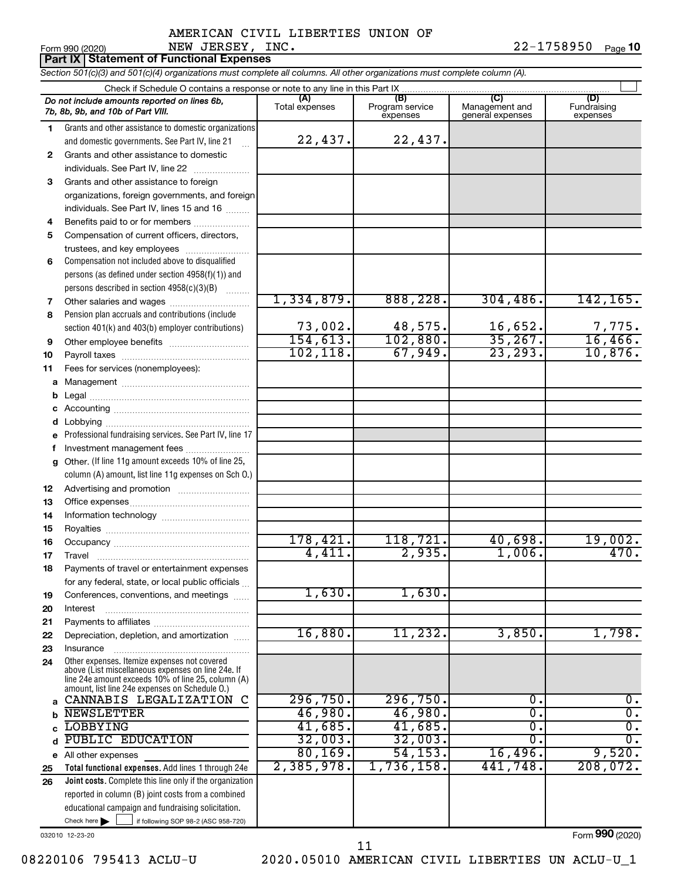AMERICAN CIVIL LIBERTIES UNION OF NEW JERSEY, INC. 22-1758950

Form 990 (2020) Page 10

**Part IX Statement of Functional Expenses**

*Section 501(c)(3) and 501(c)(4) organizations must complete all columns. All other organizations must complete column (A).*

Check if Schedule O contains a response or note to any line in this Part IX ☐

| | *Do not include amounts reported on lines 6b, 7b, 8b, 9b, and 10b of Part VIII.* | (A) Total expenses | (B) Program service expenses | (C) Management and general expenses | (D) Fundraising expenses |
|---|---|---|---|---|---|
| 1 | Grants and other assistance to domestic organizations and domestic governments. See Part IV, line 21 | 22,437. | 22,437. | | |
| 2 | Grants and other assistance to domestic individuals. See Part IV, line 22 | | | | |
| 3 | Grants and other assistance to foreign organizations, foreign governments, and foreign individuals. See Part IV, lines 15 and 16 | | | | |
| 4 | Benefits paid to or for members | | | | |
| 5 | Compensation of current officers, directors, trustees, and key employees | | | | |
| 6 | Compensation not included above to disqualified persons (as defined under section 4958(f)(1)) and persons described in section 4958(c)(3)(B) | | | | |
| 7 | Other salaries and wages | 1,334,879. | 888,228. | 304,486. | 142,165. |
| 8 | Pension plan accruals and contributions (include section 401(k) and 403(b) employer contributions) | 73,002. | 48,575. | 16,652. | 7,775. |
| 9 | Other employee benefits | 154,613. | 102,880. | 35,267. | 16,466. |
| 10 | Payroll taxes | 102,118. | 67,949. | 23,293. | 10,876. |
| 11 | Fees for services (nonemployees): | | | | |
| a | Management | | | | |
| b | Legal | | | | |
| c | Accounting | | | | |
| d | Lobbying | | | | |
| e | Professional fundraising services. See Part IV, line 17 | | | | |
| f | Investment management fees | | | | |
| g | Other. (If line 11g amount exceeds 10% of line 25, column (A) amount, list line 11g expenses on Sch O.) | | | | |
| 12 | Advertising and promotion | | | | |
| 13 | Office expenses | | | | |
| 14 | Information technology | | | | |
| 15 | Royalties | | | | |
| 16 | Occupancy | 178,421. | 118,721. | 40,698. | 19,002. |
| 17 | Travel | 4,411. | 2,935. | 1,006. | 470. |
| 18 | Payments of travel or entertainment expenses for any federal, state, or local public officials | | | | |
| 19 | Conferences, conventions, and meetings | 1,630. | 1,630. | | |
| 20 | Interest | | | | |
| 21 | Payments to affiliates | | | | |
| 22 | Depreciation, depletion, and amortization | 16,880. | 11,232. | 3,850. | 1,798. |
| 23 | Insurance | | | | |
| 24 | Other expenses. Itemize expenses not covered above (List miscellaneous expenses on line 24e. If line 24e amount exceeds 10% of line 25, column (A) amount, list line 24e expenses on Schedule O.) | | | | |
| a | CANNABIS LEGALIZATION C | 296,750. | 296,750. | 0. | 0. |
| b | NEWSLETTER | 46,980. | 46,980. | 0. | 0. |
| c | LOBBYING | 41,685. | 41,685. | 0. | 0. |
| d | PUBLIC EDUCATION | 32,003. | 32,003. | 0. | 0. |
| e | All other expenses | 80,169. | 54,153. | 16,496. | 9,520. |
| 25 | **Total functional expenses.** Add lines 1 through 24e | 2,385,978. | 1,736,158. | 441,748. | 208,072. |
| 26 | **Joint costs.** Complete this line only if the organization reported in column (B) joint costs from a combined educational campaign and fundraising solicitation. Check here ☐ if following SOP 98-2 (ASC 958-720) | | | | |

032010 12-23-20

Form 990 (2020)

08220106 795413 ACLU-U 2020.05010 AMERICAN CIVIL LIBERTIES UN ACLU-U_1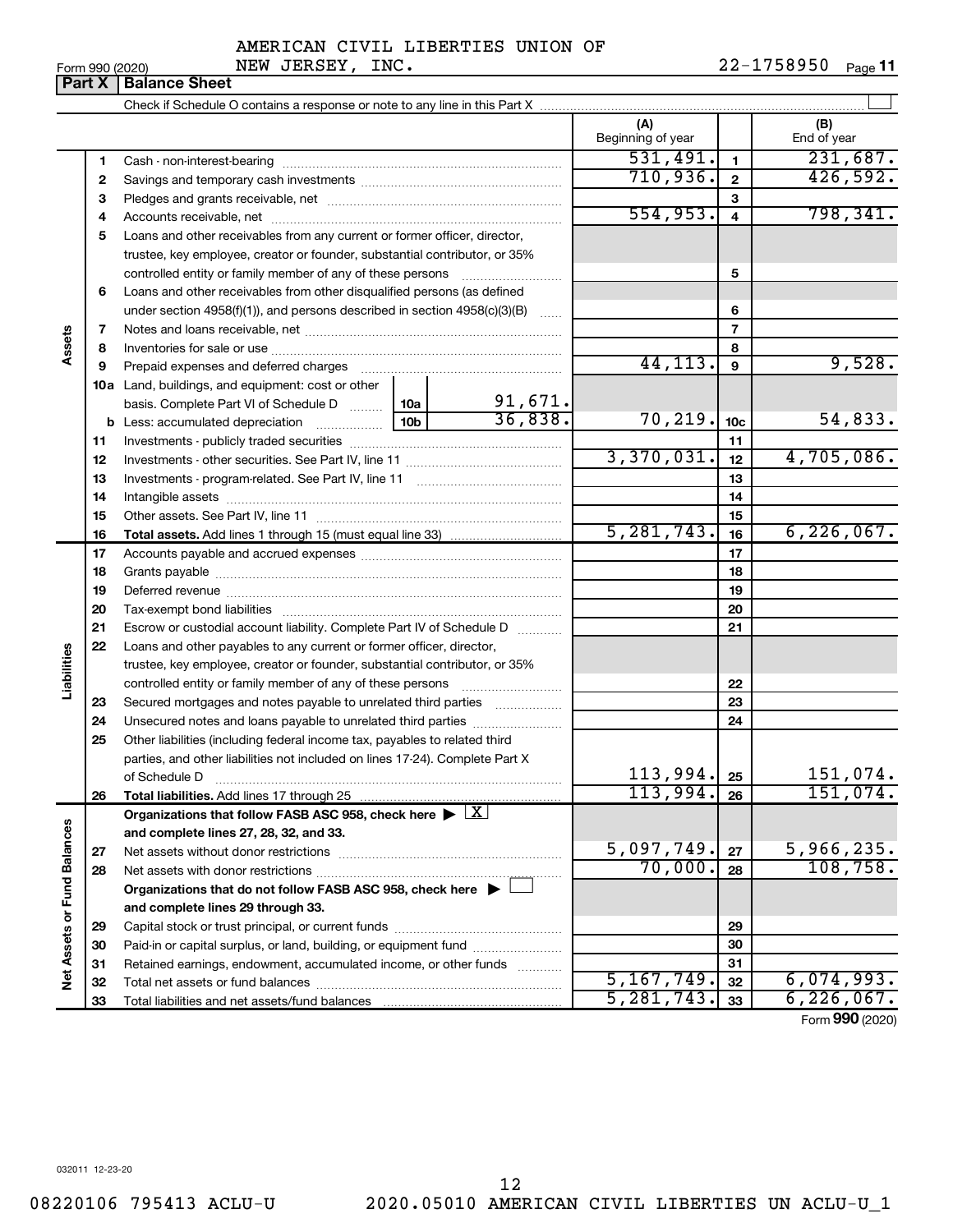AMERICAN CIVIL LIBERTIES UNION OF NEW JERSEY, INC. 22-1758950

Form 990 (2020) Page **11**

## Part X Balance Sheet

Check if Schedule O contains a response or note to any line in this Part X

| | | | | | (A) Beginning of year | | (B) End of year |
|---|---|---|---|---|---|---|---|
| Assets | 1 | Cash - non-interest-bearing | | | 531,491. | 1 | 231,687. |
| | 2 | Savings and temporary cash investments | | | 710,936. | 2 | 426,592. |
| | 3 | Pledges and grants receivable, net | | | | 3 | |
| | 4 | Accounts receivable, net | | | 554,953. | 4 | 798,341. |
| | 5 | Loans and other receivables from any current or former officer, director, trustee, key employee, creator or founder, substantial contributor, or 35% controlled entity or family member of any of these persons | | | | 5 | |
| | 6 | Loans and other receivables from other disqualified persons (as defined under section 4958(f)(1)), and persons described in section 4958(c)(3)(B) | | | | 6 | |
| | 7 | Notes and loans receivable, net | | | | 7 | |
| | 8 | Inventories for sale or use | | | | 8 | |
| | 9 | Prepaid expenses and deferred charges | | | 44,113. | 9 | 9,528. |
| | 10a | Land, buildings, and equipment: cost or other basis. Complete Part VI of Schedule D | 10a | 91,671. | | | |
| | b | Less: accumulated depreciation | 10b | 36,838. | 70,219. | 10c | 54,833. |
| | 11 | Investments - publicly traded securities | | | | 11 | |
| | 12 | Investments - other securities. See Part IV, line 11 | | | 3,370,031. | 12 | 4,705,086. |
| | 13 | Investments - program-related. See Part IV, line 11 | | | | 13 | |
| | 14 | Intangible assets | | | | 14 | |
| | 15 | Other assets. See Part IV, line 11 | | | | 15 | |
| | 16 | **Total assets.** Add lines 1 through 15 (must equal line 33) | | | 5,281,743. | 16 | 6,226,067. |
| Liabilities | 17 | Accounts payable and accrued expenses | | | | 17 | |
| | 18 | Grants payable | | | | 18 | |
| | 19 | Deferred revenue | | | | 19 | |
| | 20 | Tax-exempt bond liabilities | | | | 20 | |
| | 21 | Escrow or custodial account liability. Complete Part IV of Schedule D | | | | 21 | |
| | 22 | Loans and other payables to any current or former officer, director, trustee, key employee, creator or founder, substantial contributor, or 35% controlled entity or family member of any of these persons | | | | 22 | |
| | 23 | Secured mortgages and notes payable to unrelated third parties | | | | 23 | |
| | 24 | Unsecured notes and loans payable to unrelated third parties | | | | 24 | |
| | 25 | Other liabilities (including federal income tax, payables to related third parties, and other liabilities not included on lines 17-24). Complete Part X of Schedule D | | | 113,994. | 25 | 151,074. |
| | 26 | **Total liabilities.** Add lines 17 through 25 | | | 113,994. | 26 | 151,074. |
| Net Assets or Fund Balances | | **Organizations that follow FASB ASC 958, check here** [X] **and complete lines 27, 28, 32, and 33.** | | | | | |
| | 27 | Net assets without donor restrictions | | | 5,097,749. | 27 | 5,966,235. |
| | 28 | Net assets with donor restrictions | | | 70,000. | 28 | 108,758. |
| | | **Organizations that do not follow FASB ASC 958, check here** [ ] **and complete lines 29 through 33.** | | | | | |
| | 29 | Capital stock or trust principal, or current funds | | | | 29 | |
| | 30 | Paid-in or capital surplus, or land, building, or equipment fund | | | | 30 | |
| | 31 | Retained earnings, endowment, accumulated income, or other funds | | | | 31 | |
| | 32 | Total net assets or fund balances | | | 5,167,749. | 32 | 6,074,993. |
| | 33 | Total liabilities and net assets/fund balances | | | 5,281,743. | 33 | 6,226,067. |

Form **990** (2020)

032011 12-23-20

08220106 795413 ACLU-U 2020.05010 AMERICAN CIVIL LIBERTIES UN ACLU-U_1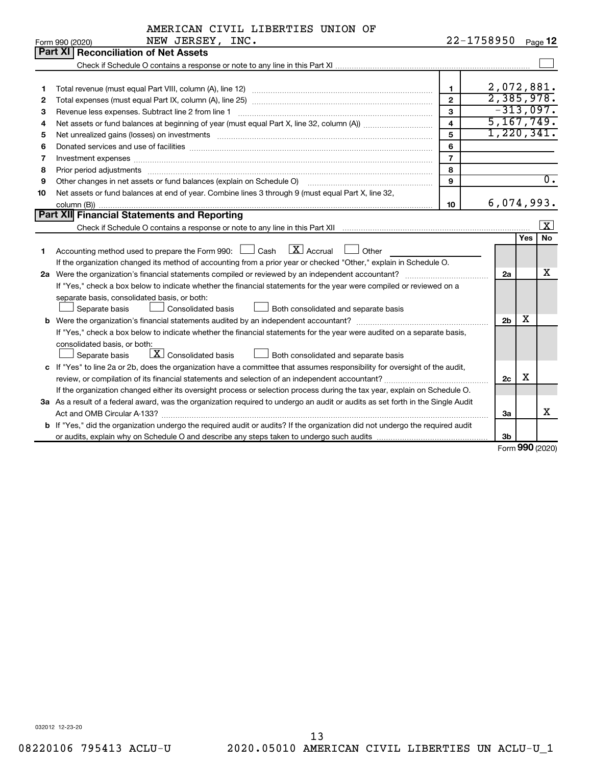AMERICAN CIVIL LIBERTIES UNION OF NEW JERSEY, INC. — 22-1758950

Form 990 (2020) Page **12**

## Part XI Reconciliation of Net Assets

Check if Schedule O contains a response or note to any line in this Part XI ☐

| | | | |
|---|---|---|---|
| 1 | Total revenue (must equal Part VIII, column (A), line 12) | 1 | 2,072,881. |
| 2 | Total expenses (must equal Part IX, column (A), line 25) | 2 | 2,385,978. |
| 3 | Revenue less expenses. Subtract line 2 from line 1 | 3 | -313,097. |
| 4 | Net assets or fund balances at beginning of year (must equal Part X, line 32, column (A)) | 4 | 5,167,749. |
| 5 | Net unrealized gains (losses) on investments | 5 | 1,220,341. |
| 6 | Donated services and use of facilities | 6 | |
| 7 | Investment expenses | 7 | |
| 8 | Prior period adjustments | 8 | |
| 9 | Other changes in net assets or fund balances (explain on Schedule O) | 9 | 0. |
| 10 | Net assets or fund balances at end of year. Combine lines 3 through 9 (must equal Part X, line 32, column (B)) | 10 | 6,074,993. |

## Part XII Financial Statements and Reporting

Check if Schedule O contains a response or note to any line in this Part XII ☒

| | | | Yes | No |
|---|---|---|---|---|
| 1 | Accounting method used to prepare the Form 990: ☐ Cash ☒ Accrual ☐ Other<br>If the organization changed its method of accounting from a prior year or checked "Other," explain in Schedule O. | | | |
| 2a | Were the organization's financial statements compiled or reviewed by an independent accountant?<br>If "Yes," check a box below to indicate whether the financial statements for the year were compiled or reviewed on a separate basis, consolidated basis, or both:<br>☐ Separate basis ☐ Consolidated basis ☐ Both consolidated and separate basis | 2a | | X |
| b | Were the organization's financial statements audited by an independent accountant?<br>If "Yes," check a box below to indicate whether the financial statements for the year were audited on a separate basis, consolidated basis, or both:<br>☐ Separate basis ☒ Consolidated basis ☐ Both consolidated and separate basis | 2b | X | |
| c | If "Yes" to line 2a or 2b, does the organization have a committee that assumes responsibility for oversight of the audit, review, or compilation of its financial statements and selection of an independent accountant?<br>If the organization changed either its oversight process or selection process during the tax year, explain on Schedule O. | 2c | X | |
| 3a | As a result of a federal award, was the organization required to undergo an audit or audits as set forth in the Single Audit Act and OMB Circular A-133? | 3a | | X |
| b | If "Yes," did the organization undergo the required audit or audits? If the organization did not undergo the required audit or audits, explain why on Schedule O and describe any steps taken to undergo such audits | 3b | | |

Form **990** (2020)

032012 12-23-20

08220106 795413 ACLU-U 2020.05010 AMERICAN CIVIL LIBERTIES UN ACLU-U_1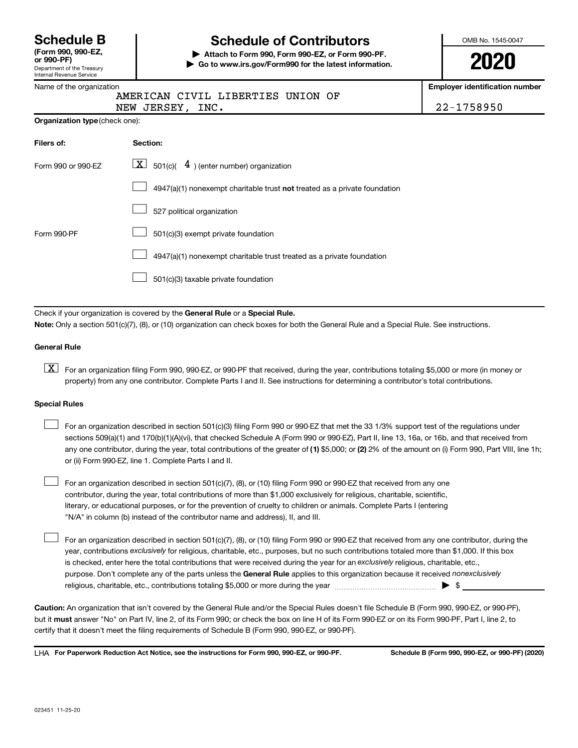# Schedule B

**(Form 990, 990-EZ, or 990-PF)**

Department of the Treasury
Internal Revenue Service

## Schedule of Contributors

▶ **Attach to Form 990, Form 990-EZ, or Form 990-PF.**
▶ **Go to www.irs.gov/Form990 for the latest information.**

OMB No. 1545-0047

**2020**

Name of the organization: AMERICAN CIVIL LIBERTIES UNION OF NEW JERSEY, INC.

**Employer identification number:** 22-1758950

**Organization type** (check one):

| Filers of: | Section: |
|---|---|
| Form 990 or 990-EZ | [X] 501(c)( 4 ) (enter number) organization |
| | [ ] 4947(a)(1) nonexempt charitable trust **not** treated as a private foundation |
| | [ ] 527 political organization |
| Form 990-PF | [ ] 501(c)(3) exempt private foundation |
| | [ ] 4947(a)(1) nonexempt charitable trust treated as a private foundation |
| | [ ] 501(c)(3) taxable private foundation |

Check if your organization is covered by the **General Rule** or a **Special Rule.**

**Note:** Only a section 501(c)(7), (8), or (10) organization can check boxes for both the General Rule and a Special Rule. See instructions.

### General Rule

[X] For an organization filing Form 990, 990-EZ, or 990-PF that received, during the year, contributions totaling $5,000 or more (in money or property) from any one contributor. Complete Parts I and II. See instructions for determining a contributor's total contributions.

### Special Rules

[ ] For an organization described in section 501(c)(3) filing Form 990 or 990-EZ that met the 33 1/3% support test of the regulations under sections 509(a)(1) and 170(b)(1)(A)(vi), that checked Schedule A (Form 990 or 990-EZ), Part II, line 13, 16a, or 16b, and that received from any one contributor, during the year, total contributions of the greater of **(1)** $5,000; or **(2)** 2% of the amount on (i) Form 990, Part VIII, line 1h; or (ii) Form 990-EZ, line 1. Complete Parts I and II.

[ ] For an organization described in section 501(c)(7), (8), or (10) filing Form 990 or 990-EZ that received from any one contributor, during the year, total contributions of more than $1,000 exclusively for religious, charitable, scientific, literary, or educational purposes, or for the prevention of cruelty to children or animals. Complete Parts I (entering "N/A" in column (b) instead of the contributor name and address), II, and III.

[ ] For an organization described in section 501(c)(7), (8), or (10) filing Form 990 or 990-EZ that received from any one contributor, during the year, contributions *exclusively* for religious, charitable, etc., purposes, but no such contributions totaled more than $1,000. If this box is checked, enter here the total contributions that were received during the year for an *exclusively* religious, charitable, etc., purpose. Don't complete any of the parts unless the **General Rule** applies to this organization because it received *nonexclusively* religious, charitable, etc., contributions totaling $5,000 or more during the year ▶ $ ________

**Caution:** An organization that isn't covered by the General Rule and/or the Special Rules doesn't file Schedule B (Form 990, 990-EZ, or 990-PF), but it **must** answer "No" on Part IV, line 2, of its Form 990; or check the box on line H of its Form 990-EZ or on its Form 990-PF, Part I, line 2, to certify that it doesn't meet the filing requirements of Schedule B (Form 990, 990-EZ, or 990-PF).

LHA **For Paperwork Reduction Act Notice, see the instructions for Form 990, 990-EZ, or 990-PF.** **Schedule B (Form 990, 990-EZ, or 990-PF) (2020)**

023451 11-25-20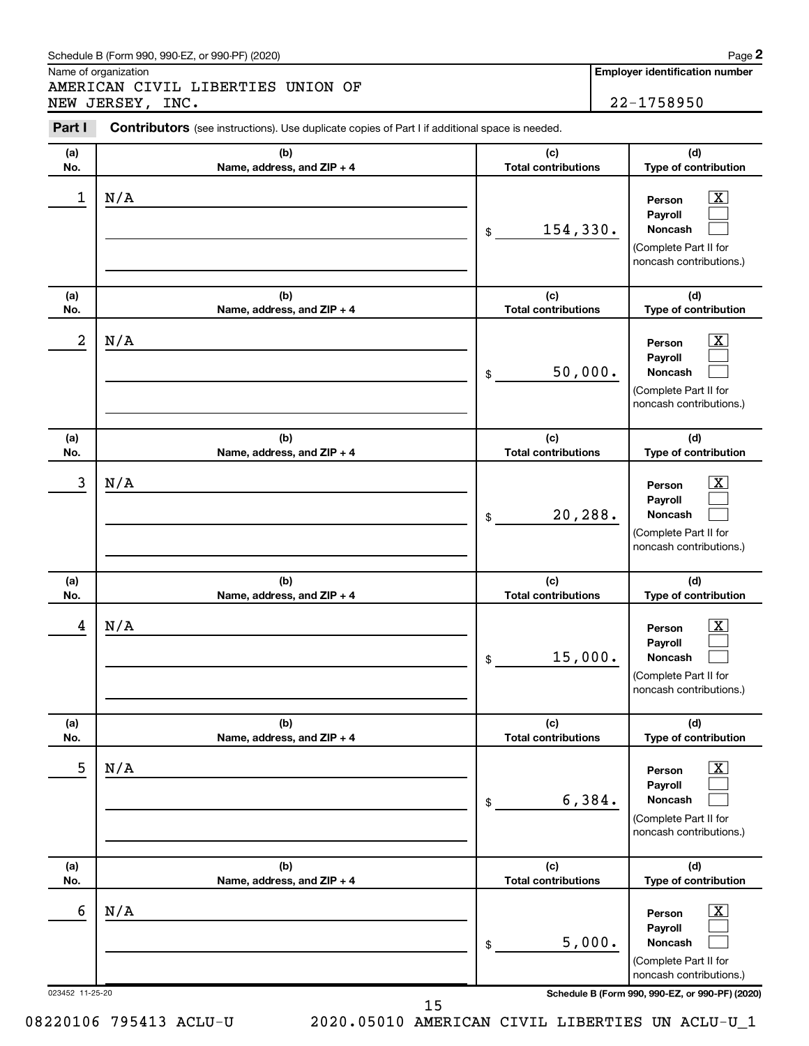Schedule B (Form 990, 990-EZ, or 990-PF) (2020) Page **2**

Name of organization: AMERICAN CIVIL LIBERTIES UNION OF NEW JERSEY, INC.

**Employer identification number**: 22-1758950

**Part I** **Contributors** (see instructions). Use duplicate copies of Part I if additional space is needed.

| (a) No. | (b) Name, address, and ZIP + 4 | (c) Total contributions | (d) Type of contribution |
|---|---|---|---|
| 1 | N/A | $ 154,330. | Person [X] Payroll [ ] Noncash [ ] (Complete Part II for noncash contributions.) |
| 2 | N/A | $ 50,000. | Person [X] Payroll [ ] Noncash [ ] (Complete Part II for noncash contributions.) |
| 3 | N/A | $ 20,288. | Person [X] Payroll [ ] Noncash [ ] (Complete Part II for noncash contributions.) |
| 4 | N/A | $ 15,000. | Person [X] Payroll [ ] Noncash [ ] (Complete Part II for noncash contributions.) |
| 5 | N/A | $ 6,384. | Person [X] Payroll [ ] Noncash [ ] (Complete Part II for noncash contributions.) |
| 6 | N/A | $ 5,000. | Person [X] Payroll [ ] Noncash [ ] (Complete Part II for noncash contributions.) |

023452 11-25-20 **Schedule B (Form 990, 990-EZ, or 990-PF) (2020)**

08220106 795413 ACLU-U 2020.05010 AMERICAN CIVIL LIBERTIES UN ACLU-U_1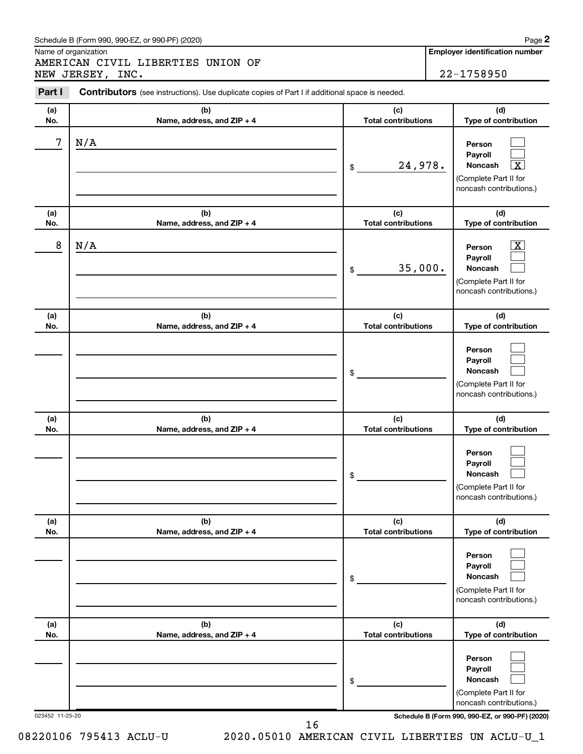Schedule B (Form 990, 990-EZ, or 990-PF) (2020) Page 2

Name of organization: AMERICAN CIVIL LIBERTIES UNION OF NEW JERSEY, INC.

Employer identification number: 22-1758950

**Part I** **Contributors** (see instructions). Use duplicate copies of Part I if additional space is needed.

| (a) No. | (b) Name, address, and ZIP + 4 | (c) Total contributions | (d) Type of contribution |
|---|---|---|---|
| 7 | N/A | $ 24,978. | Person ☐ Payroll ☐ Noncash ☒ (Complete Part II for noncash contributions.) |
| 8 | N/A | $ 35,000. | Person ☒ Payroll ☐ Noncash ☐ (Complete Part II for noncash contributions.) |
| | | $ | Person ☐ Payroll ☐ Noncash ☐ (Complete Part II for noncash contributions.) |
| | | $ | Person ☐ Payroll ☐ Noncash ☐ (Complete Part II for noncash contributions.) |
| | | $ | Person ☐ Payroll ☐ Noncash ☐ (Complete Part II for noncash contributions.) |
| | | $ | Person ☐ Payroll ☐ Noncash ☐ (Complete Part II for noncash contributions.) |

023452 11-25-20

Schedule B (Form 990, 990-EZ, or 990-PF) (2020)

08220106 795413 ACLU-U 2020.05010 AMERICAN CIVIL LIBERTIES UN ACLU-U_1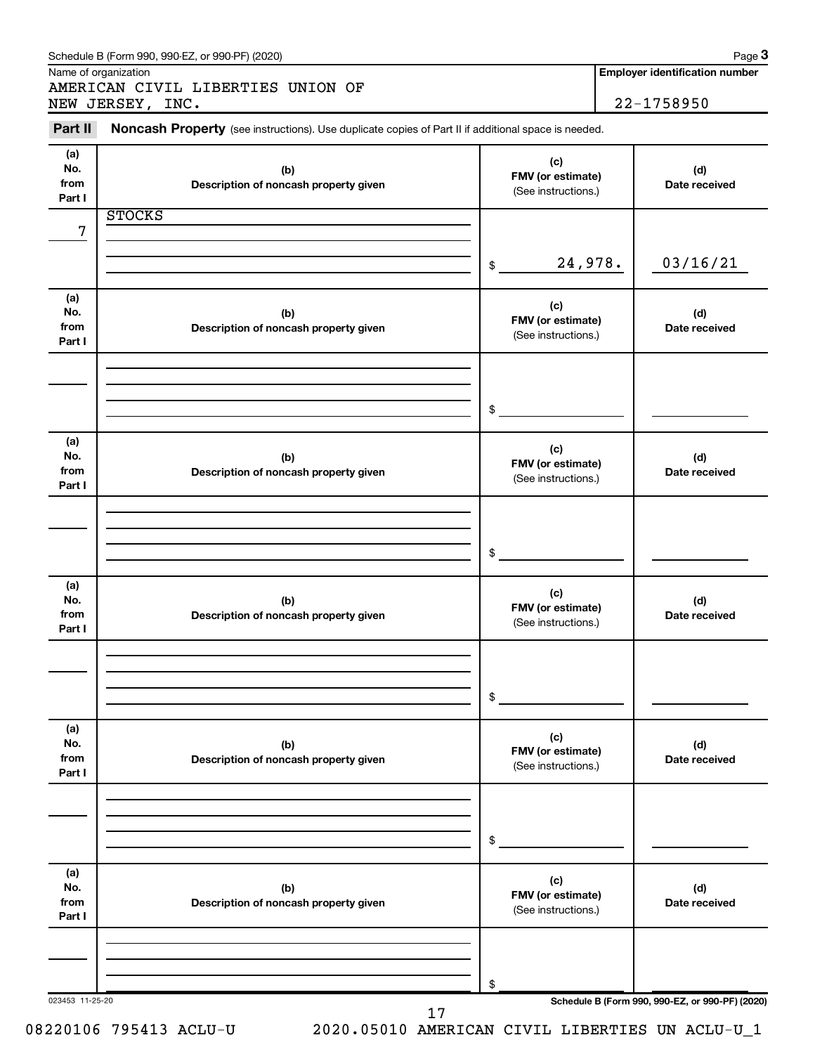Schedule B (Form 990, 990-EZ, or 990-PF) (2020)

Name of organization: AMERICAN CIVIL LIBERTIES UNION OF NEW JERSEY, INC.

Employer identification number: 22-1758950

## Part II Noncash Property (see instructions). Use duplicate copies of Part II if additional space is needed.

| (a) No. from Part I | (b) Description of noncash property given | (c) FMV (or estimate) (See instructions.) | (d) Date received |
|---|---|---|---|
| 7 | STOCKS | $ 24,978. | 03/16/21 |
| | | $ | |
| | | $ | |
| | | $ | |
| | | $ | |
| | | $ | |

023453 11-25-20

Schedule B (Form 990, 990-EZ, or 990-PF) (2020)

08220106 795413 ACLU-U 2020.05010 AMERICAN CIVIL LIBERTIES UN ACLU-U_1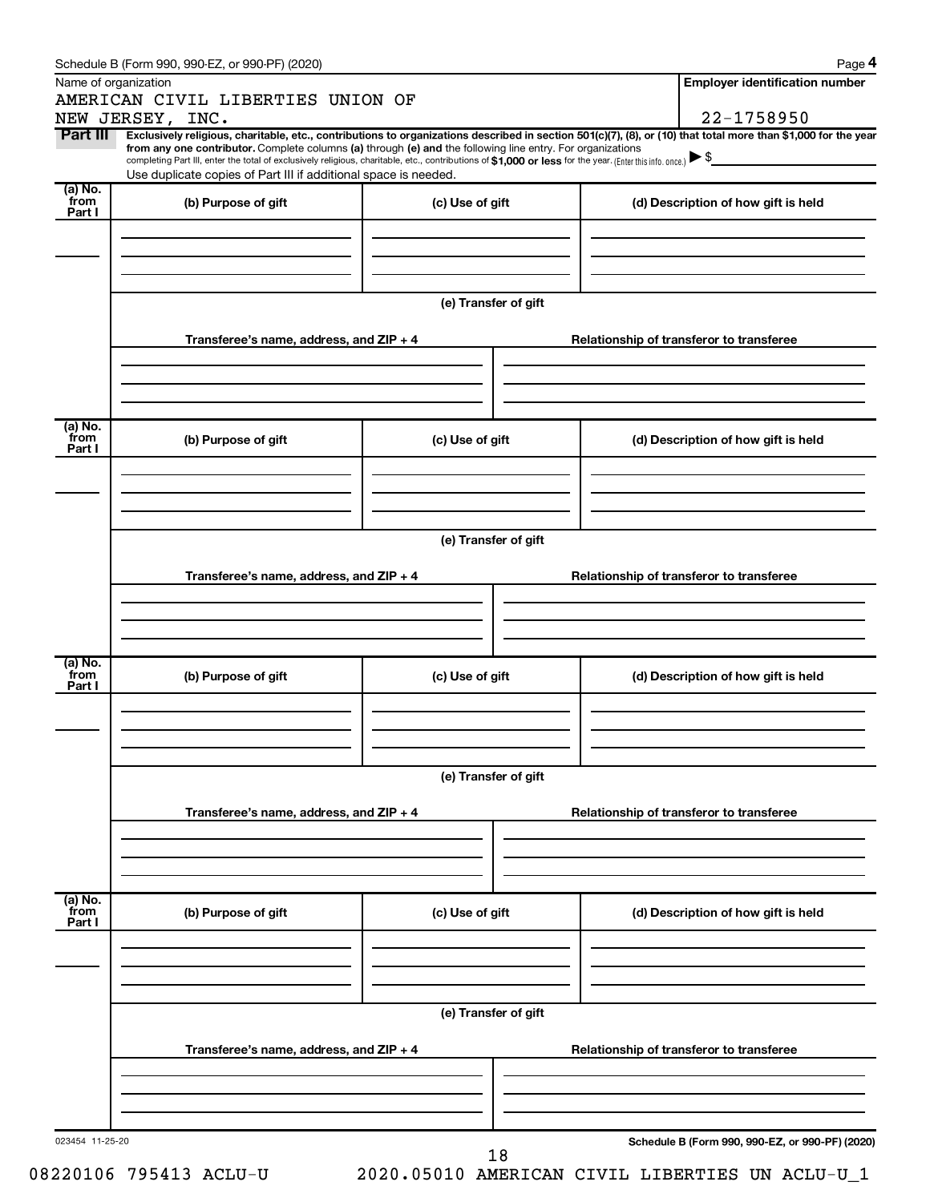Schedule B (Form 990, 990-EZ, or 990-PF) (2020)

Name of organization

AMERICAN CIVIL LIBERTIES UNION OF NEW JERSEY, INC.

**Employer identification number**

22-1758950

**Part III** **Exclusively religious, charitable, etc., contributions to organizations described in section 501(c)(7), (8), or (10) that total more than $1,000 for the year from any one contributor.** Complete columns **(a)** through **(e)** and the following line entry. For organizations completing Part III, enter the total of exclusively religious, charitable, etc., contributions of **$1,000 or less** for the year. (Enter this info. once.) ▶ $

Use duplicate copies of Part III if additional space is needed.

| (a) No. from Part I | (b) Purpose of gift | (c) Use of gift | (d) Description of how gift is held |
|---|---|---|---|
| | | | |

**(e) Transfer of gift**

| Transferee's name, address, and ZIP + 4 | Relationship of transferor to transferee |
|---|---|
| | |

| (a) No. from Part I | (b) Purpose of gift | (c) Use of gift | (d) Description of how gift is held |
|---|---|---|---|
| | | | |

**(e) Transfer of gift**

| Transferee's name, address, and ZIP + 4 | Relationship of transferor to transferee |
|---|---|
| | |

| (a) No. from Part I | (b) Purpose of gift | (c) Use of gift | (d) Description of how gift is held |
|---|---|---|---|
| | | | |

**(e) Transfer of gift**

| Transferee's name, address, and ZIP + 4 | Relationship of transferor to transferee |
|---|---|
| | |

| (a) No. from Part I | (b) Purpose of gift | (c) Use of gift | (d) Description of how gift is held |
|---|---|---|---|
| | | | |

**(e) Transfer of gift**

| Transferee's name, address, and ZIP + 4 | Relationship of transferor to transferee |
|---|---|
| | |

023454 11-25-20

**Schedule B (Form 990, 990-EZ, or 990-PF) (2020)**

08220106 795413 ACLU-U 2020.05010 AMERICAN CIVIL LIBERTIES UN ACLU-U_1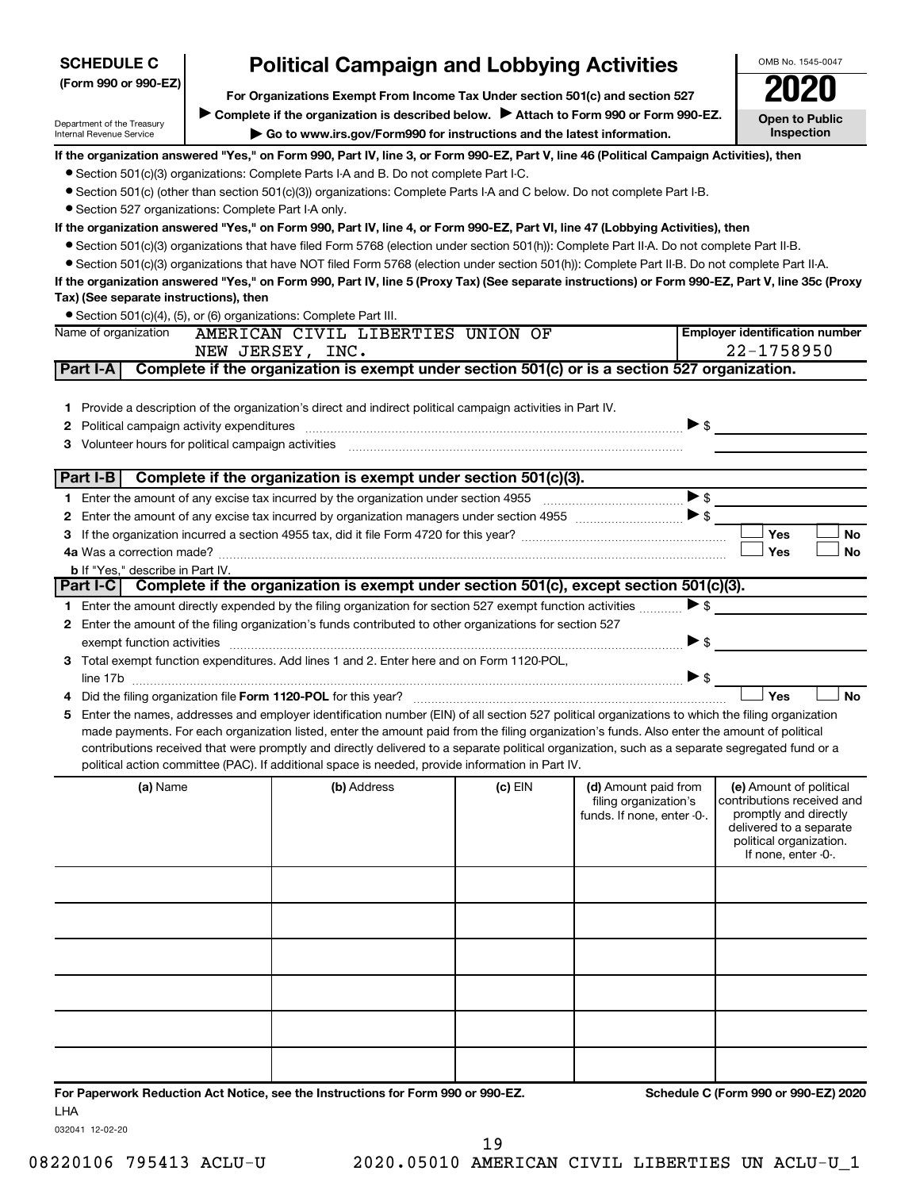**SCHEDULE C** (Form 990 or 990-EZ)

Department of the Treasury
Internal Revenue Service

# Political Campaign and Lobbying Activities

**For Organizations Exempt From Income Tax Under section 501(c) and section 527**

▶ **Complete if the organization is described below.** ▶ **Attach to Form 990 or Form 990-EZ.**

▶ **Go to www.irs.gov/Form990 for instructions and the latest information.**

OMB No. 1545-0047

**2020**

**Open to Public Inspection**

**If the organization answered "Yes," on Form 990, Part IV, line 3, or Form 990-EZ, Part V, line 46 (Political Campaign Activities), then**

- Section 501(c)(3) organizations: Complete Parts I-A and B. Do not complete Part I-C.
- Section 501(c) (other than section 501(c)(3)) organizations: Complete Parts I-A and C below. Do not complete Part I-B.
- Section 527 organizations: Complete Part I-A only.

**If the organization answered "Yes," on Form 990, Part IV, line 4, or Form 990-EZ, Part VI, line 47 (Lobbying Activities), then**

- Section 501(c)(3) organizations that have filed Form 5768 (election under section 501(h)): Complete Part II-A. Do not complete Part II-B.
- Section 501(c)(3) organizations that have NOT filed Form 5768 (election under section 501(h)): Complete Part II-B. Do not complete Part II-A.

**If the organization answered "Yes," on Form 990, Part IV, line 5 (Proxy Tax) (See separate instructions) or Form 990-EZ, Part V, line 35c (Proxy Tax) (See separate instructions), then**

- Section 501(c)(4), (5), or (6) organizations: Complete Part III.

Name of organization: AMERICAN CIVIL LIBERTIES UNION OF NEW JERSEY, INC.

Employer identification number: 22-1758950

## Part I-A Complete if the organization is exempt under section 501(c) or is a section 527 organization.

1 Provide a description of the organization's direct and indirect political campaign activities in Part IV.

2 Political campaign activity expenditures ▶ $

3 Volunteer hours for political campaign activities

## Part I-B Complete if the organization is exempt under section 501(c)(3).

1 Enter the amount of any excise tax incurred by the organization under section 4955 ▶ $

2 Enter the amount of any excise tax incurred by organization managers under section 4955 ▶ $

3 If the organization incurred a section 4955 tax, did it file Form 4720 for this year? ☐ Yes ☐ No

4a Was a correction made? ☐ Yes ☐ No

b If "Yes," describe in Part IV.

## Part I-C Complete if the organization is exempt under section 501(c), except section 501(c)(3).

1 Enter the amount directly expended by the filing organization for section 527 exempt function activities ▶ $

2 Enter the amount of the filing organization's funds contributed to other organizations for section 527 exempt function activities ▶ $

3 Total exempt function expenditures. Add lines 1 and 2. Enter here and on Form 1120-POL, line 17b ▶ $

4 Did the filing organization file **Form 1120-POL** for this year? ☐ Yes ☐ No

5 Enter the names, addresses and employer identification number (EIN) of all section 527 political organizations to which the filing organization made payments. For each organization listed, enter the amount paid from the filing organization's funds. Also enter the amount of political contributions received that were promptly and directly delivered to a separate political organization, such as a separate segregated fund or a political action committee (PAC). If additional space is needed, provide information in Part IV.

| (a) Name | (b) Address | (c) EIN | (d) Amount paid from filing organization's funds. If none, enter -0-. | (e) Amount of political contributions received and promptly and directly delivered to a separate political organization. If none, enter -0-. |
|---|---|---|---|---|
| | | | | |
| | | | | |
| | | | | |
| | | | | |
| | | | | |
| | | | | |

**For Paperwork Reduction Act Notice, see the Instructions for Form 990 or 990-EZ.**

**Schedule C (Form 990 or 990-EZ) 2020**

LHA

032041 12-02-20

08220106 795413 ACLU-U 2020.05010 AMERICAN CIVIL LIBERTIES UN ACLU-U_1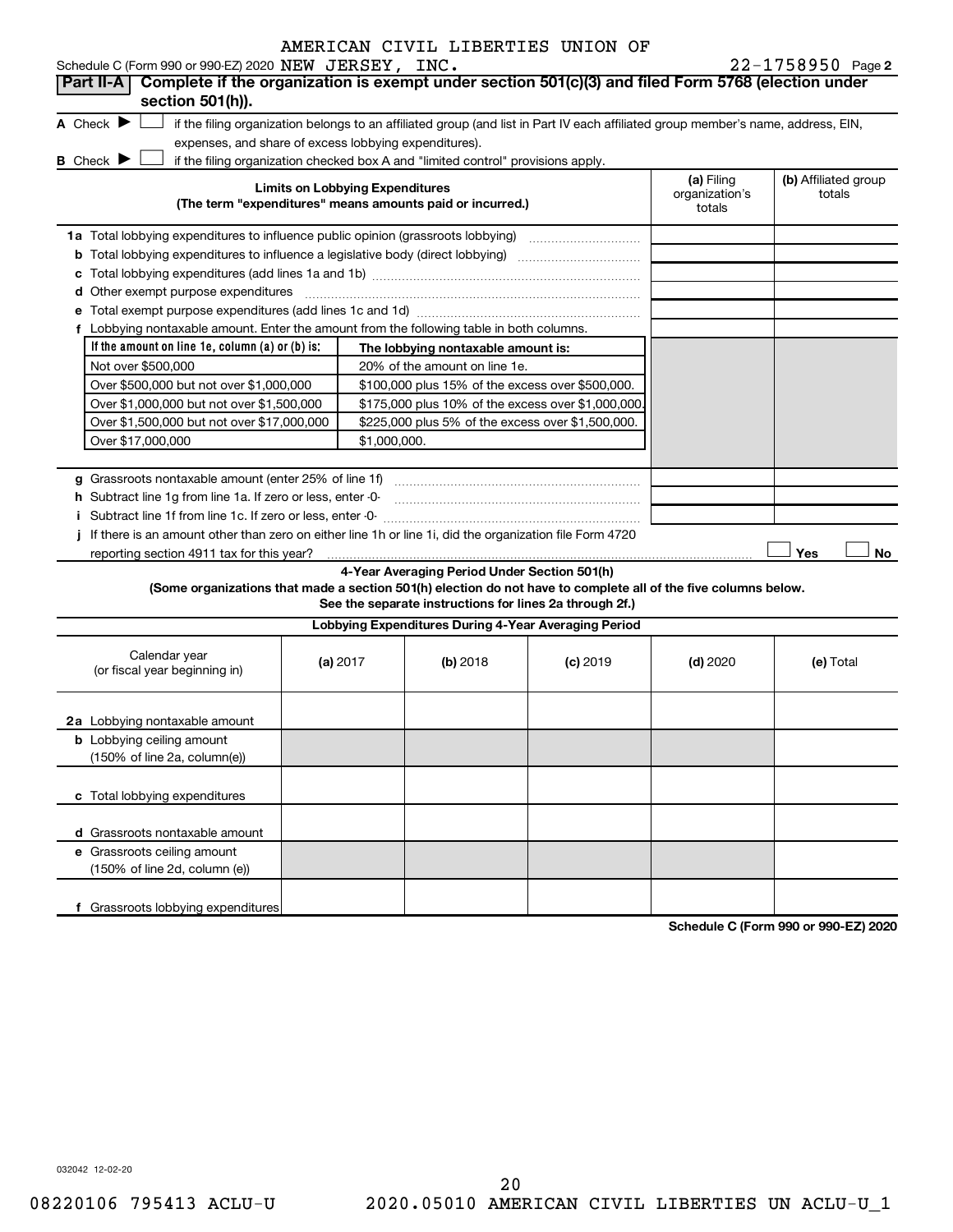Schedule C (Form 990 or 990-EZ) 2020 AMERICAN CIVIL LIBERTIES UNION OF NEW JERSEY, INC. 22-1758950 Page 2

## Part II-A Complete if the organization is exempt under section 501(c)(3) and filed Form 5768 (election under section 501(h)).

A Check ▶ ☐ if the filing organization belongs to an affiliated group (and list in Part IV each affiliated group member's name, address, EIN, expenses, and share of excess lobbying expenditures).

B Check ▶ ☐ if the filing organization checked box A and "limited control" provisions apply.

| Limits on Lobbying Expenditures (The term "expenditures" means amounts paid or incurred.) | (a) Filing organization's totals | (b) Affiliated group totals |
|---|---|---|
| 1a Total lobbying expenditures to influence public opinion (grassroots lobbying) | | |
| b Total lobbying expenditures to influence a legislative body (direct lobbying) | | |
| c Total lobbying expenditures (add lines 1a and 1b) | | |
| d Other exempt purpose expenditures | | |
| e Total exempt purpose expenditures (add lines 1c and 1d) | | |
| f Lobbying nontaxable amount. Enter the amount from the following table in both columns. | | |

| If the amount on line 1e, column (a) or (b) is: | The lobbying nontaxable amount is: |
|---|---|
| Not over $500,000 | 20% of the amount on line 1e. |
| Over $500,000 but not over $1,000,000 | $100,000 plus 15% of the excess over $500,000. |
| Over $1,000,000 but not over $1,500,000 | $175,000 plus 10% of the excess over $1,000,000. |
| Over $1,500,000 but not over $17,000,000 | $225,000 plus 5% of the excess over $1,500,000. |
| Over $17,000,000 | $1,000,000. |

| | (a) Filing organization's totals | (b) Affiliated group totals |
|---|---|---|
| g Grassroots nontaxable amount (enter 25% of line 1f) | | |
| h Subtract line 1g from line 1a. If zero or less, enter -0- | | |
| i Subtract line 1f from line 1c. If zero or less, enter -0- | | |

j If there is an amount other than zero on either line 1h or line 1i, did the organization file Form 4720 reporting section 4911 tax for this year? ☐ Yes ☐ No

### 4-Year Averaging Period Under Section 501(h)

**(Some organizations that made a section 501(h) election do not have to complete all of the five columns below. See the separate instructions for lines 2a through 2f.)**

| Lobbying Expenditures During 4-Year Averaging Period | | | | | |
|---|---|---|---|---|---|
| Calendar year (or fiscal year beginning in) | (a) 2017 | (b) 2018 | (c) 2019 | (d) 2020 | (e) Total |
| 2a Lobbying nontaxable amount | | | | | |
| b Lobbying ceiling amount (150% of line 2a, column(e)) | | | | | |
| c Total lobbying expenditures | | | | | |
| d Grassroots nontaxable amount | | | | | |
| e Grassroots ceiling amount (150% of line 2d, column (e)) | | | | | |
| f Grassroots lobbying expenditures | | | | | |

Schedule C (Form 990 or 990-EZ) 2020

032042 12-02-20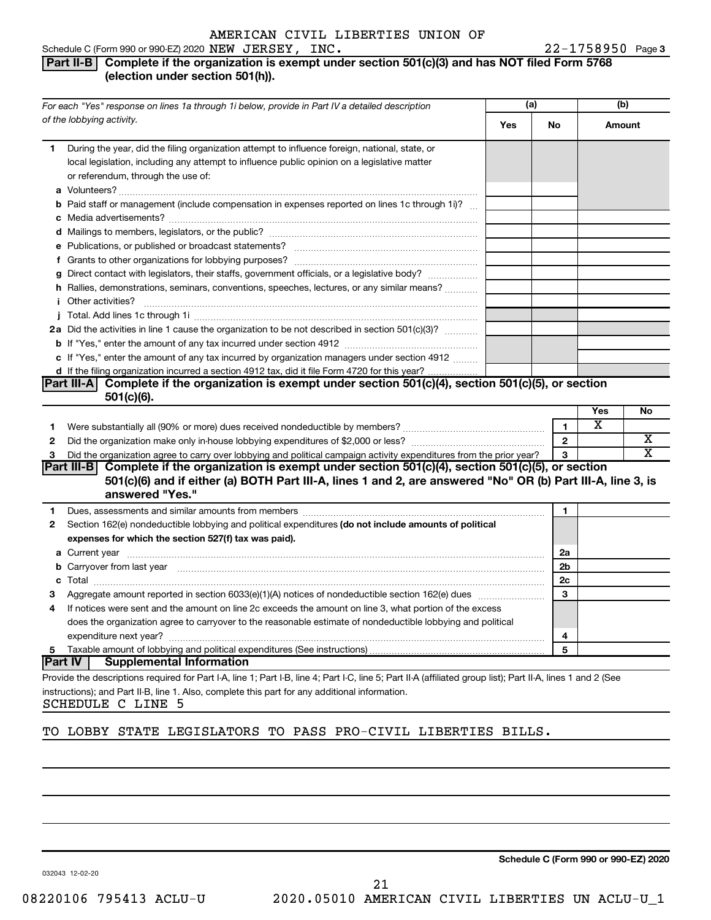Schedule C (Form 990 or 990-EZ) 2020 AMERICAN CIVIL LIBERTIES UNION OF NEW JERSEY, INC. 22-1758950 Page 3

## Part II-B Complete if the organization is exempt under section 501(c)(3) and has NOT filed Form 5768 (election under section 501(h)).

| For each "Yes" response on lines 1a through 1i below, provide in Part IV a detailed description of the lobbying activity. | (a) Yes | (a) No | (b) Amount |
|---|---|---|---|
| **1** During the year, did the filing organization attempt to influence foreign, national, state, or local legislation, including any attempt to influence public opinion on a legislative matter or referendum, through the use of: | | | |
| **a** Volunteers? | | | |
| **b** Paid staff or management (include compensation in expenses reported on lines 1c through 1i)? | | | |
| **c** Media advertisements? | | | |
| **d** Mailings to members, legislators, or the public? | | | |
| **e** Publications, or published or broadcast statements? | | | |
| **f** Grants to other organizations for lobbying purposes? | | | |
| **g** Direct contact with legislators, their staffs, government officials, or a legislative body? | | | |
| **h** Rallies, demonstrations, seminars, conventions, speeches, lectures, or any similar means? | | | |
| **i** Other activities? | | | |
| **j** Total. Add lines 1c through 1i | | | |
| **2a** Did the activities in line 1 cause the organization to be not described in section 501(c)(3)? | | | |
| **b** If "Yes," enter the amount of any tax incurred under section 4912 | | | |
| **c** If "Yes," enter the amount of any tax incurred by organization managers under section 4912 | | | |
| **d** If the filing organization incurred a section 4912 tax, did it file Form 4720 for this year? | | | |

## Part III-A Complete if the organization is exempt under section 501(c)(4), section 501(c)(5), or section 501(c)(6).

| | | | Yes | No |
|---|---|---|---|---|
| 1 | Were substantially all (90% or more) dues received nondeductible by members? | 1 | X | |
| 2 | Did the organization make only in-house lobbying expenditures of $2,000 or less? | 2 | | X |
| 3 | Did the organization agree to carry over lobbying and political campaign activity expenditures from the prior year? | 3 | | X |

## Part III-B Complete if the organization is exempt under section 501(c)(4), section 501(c)(5), or section 501(c)(6) and if either (a) BOTH Part III-A, lines 1 and 2, are answered "No" OR (b) Part III-A, line 3, is answered "Yes."

| | | | |
|---|---|---|---|
| 1 | Dues, assessments and similar amounts from members | 1 | |
| 2 | Section 162(e) nondeductible lobbying and political expenditures **(do not include amounts of political expenses for which the section 527(f) tax was paid).** | | |
| a | Current year | 2a | |
| b | Carryover from last year | 2b | |
| c | Total | 2c | |
| 3 | Aggregate amount reported in section 6033(e)(1)(A) notices of nondeductible section 162(e) dues | 3 | |
| 4 | If notices were sent and the amount on line 2c exceeds the amount on line 3, what portion of the excess does the organization agree to carryover to the reasonable estimate of nondeductible lobbying and political expenditure next year? | 4 | |
| 5 | Taxable amount of lobbying and political expenditures (See instructions) | 5 | |

## Part IV Supplemental Information

Provide the descriptions required for Part I-A, line 1; Part I-B, line 4; Part I-C, line 5; Part II-A (affiliated group list); Part II-A, lines 1 and 2 (See instructions); and Part II-B, line 1. Also, complete this part for any additional information.

SCHEDULE C LINE 5

TO LOBBY STATE LEGISLATORS TO PASS PRO-CIVIL LIBERTIES BILLS.

032043 12-02-20

Schedule C (Form 990 or 990-EZ) 2020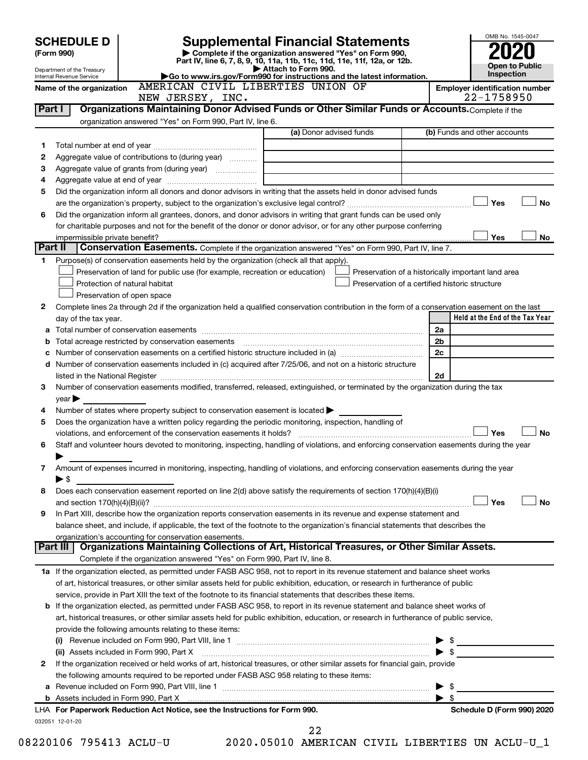# SCHEDULE D (Form 990)

Department of the Treasury
Internal Revenue Service

## Supplemental Financial Statements

▶ Complete if the organization answered "Yes" on Form 990, Part IV, line 6, 7, 8, 9, 10, 11a, 11b, 11c, 11d, 11e, 11f, 12a, or 12b.
▶ Attach to Form 990.
▶Go to www.irs.gov/Form990 for instructions and the latest information.

OMB No. 1545-0047
**2020**
**Open to Public Inspection**

**Name of the organization**: AMERICAN CIVIL LIBERTIES UNION OF NEW JERSEY, INC.

**Employer identification number**: 22-1758950

### Part I — Organizations Maintaining Donor Advised Funds or Other Similar Funds or Accounts. 
Complete if the organization answered "Yes" on Form 990, Part IV, line 6.

| | | (a) Donor advised funds | (b) Funds and other accounts |
|---|---|---|---|
| 1 | Total number at end of year | | |
| 2 | Aggregate value of contributions to (during year) | | |
| 3 | Aggregate value of grants from (during year) | | |
| 4 | Aggregate value at end of year | | |

5 Did the organization inform all donors and donor advisors in writing that the assets held in donor advised funds are the organization's property, subject to the organization's exclusive legal control? ☐ Yes ☐ No

6 Did the organization inform all grantees, donors, and donor advisors in writing that grant funds can be used only for charitable purposes and not for the benefit of the donor or donor advisor, or for any other purpose conferring impermissible private benefit? ☐ Yes ☐ No

### Part II — Conservation Easements. 
Complete if the organization answered "Yes" on Form 990, Part IV, line 7.

1 Purpose(s) of conservation easements held by the organization (check all that apply).

- ☐ Preservation of land for public use (for example, recreation or education)
- ☐ Protection of natural habitat
- ☐ Preservation of open space
- ☐ Preservation of a historically important land area
- ☐ Preservation of a certified historic structure

2 Complete lines 2a through 2d if the organization held a qualified conservation contribution in the form of a conservation easement on the last day of the tax year.

| | | | Held at the End of the Tax Year |
|---|---|---|---|
| a | Total number of conservation easements | 2a | |
| b | Total acreage restricted by conservation easements | 2b | |
| c | Number of conservation easements on a certified historic structure included in (a) | 2c | |
| d | Number of conservation easements included in (c) acquired after 7/25/06, and not on a historic structure listed in the National Register | 2d | |

3 Number of conservation easements modified, transferred, released, extinguished, or terminated by the organization during the tax year ▶

4 Number of states where property subject to conservation easement is located ▶

5 Does the organization have a written policy regarding the periodic monitoring, inspection, handling of violations, and enforcement of the conservation easements it holds? ☐ Yes ☐ No

6 Staff and volunteer hours devoted to monitoring, inspecting, handling of violations, and enforcing conservation easements during the year ▶

7 Amount of expenses incurred in monitoring, inspecting, handling of violations, and enforcing conservation easements during the year ▶ $

8 Does each conservation easement reported on line 2(d) above satisfy the requirements of section 170(h)(4)(B)(i) and section 170(h)(4)(B)(ii)? ☐ Yes ☐ No

9 In Part XIII, describe how the organization reports conservation easements in its revenue and expense statement and balance sheet, and include, if applicable, the text of the footnote to the organization's financial statements that describes the organization's accounting for conservation easements.

### Part III — Organizations Maintaining Collections of Art, Historical Treasures, or Other Similar Assets.
Complete if the organization answered "Yes" on Form 990, Part IV, line 8.

1a If the organization elected, as permitted under FASB ASC 958, not to report in its revenue statement and balance sheet works of art, historical treasures, or other similar assets held for public exhibition, education, or research in furtherance of public service, provide in Part XIII the text of the footnote to its financial statements that describes these items.

b If the organization elected, as permitted under FASB ASC 958, to report in its revenue statement and balance sheet works of art, historical treasures, or other similar assets held for public exhibition, education, or research in furtherance of public service, provide the following amounts relating to these items:

(i) Revenue included on Form 990, Part VIII, line 1 ▶ $

(ii) Assets included in Form 990, Part X ▶ $

2 If the organization received or held works of art, historical treasures, or other similar assets for financial gain, provide the following amounts required to be reported under FASB ASC 958 relating to these items:

a Revenue included on Form 990, Part VIII, line 1 ▶ $

b Assets included in Form 990, Part X ▶ $

LHA For Paperwork Reduction Act Notice, see the Instructions for Form 990. Schedule D (Form 990) 2020

032051 12-01-20

08220106 795413 ACLU-U 2020.05010 AMERICAN CIVIL LIBERTIES UN ACLU-U_1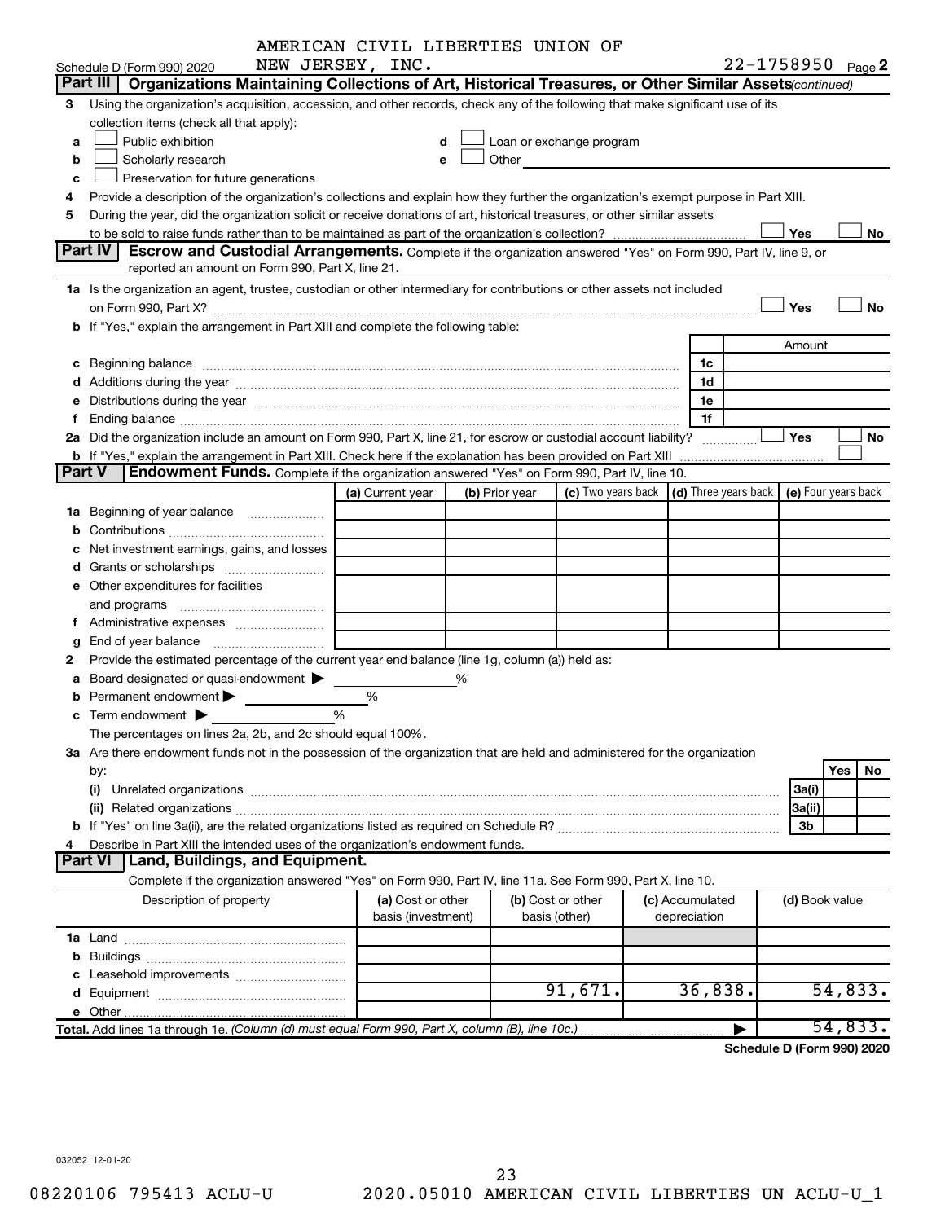AMERICAN CIVIL LIBERTIES UNION OF NEW JERSEY, INC.

Schedule D (Form 990) 2020 — 22-1758950 Page **2**

## Part III | Organizations Maintaining Collections of Art, Historical Treasures, or Other Similar Assets *(continued)*

**3** Using the organization's acquisition, accession, and other records, check any of the following that make significant use of its collection items (check all that apply):

- **a** ☐ Public exhibition
- **b** ☐ Scholarly research
- **c** ☐ Preservation for future generations
- **d** ☐ Loan or exchange program
- **e** ☐ Other

**4** Provide a description of the organization's collections and explain how they further the organization's exempt purpose in Part XIII.

**5** During the year, did the organization solicit or receive donations of art, historical treasures, or other similar assets to be sold to raise funds rather than to be maintained as part of the organization's collection? ☐ Yes ☐ No

## Part IV | Escrow and Custodial Arrangements.

Complete if the organization answered "Yes" on Form 990, Part IV, line 9, or reported an amount on Form 990, Part X, line 21.

**1a** Is the organization an agent, trustee, custodian or other intermediary for contributions or other assets not included on Form 990, Part X? ☐ Yes ☐ No

**b** If "Yes," explain the arrangement in Part XIII and complete the following table:

| | | | Amount |
|---|---|---|---|
| **c** | Beginning balance | 1c | |
| **d** | Additions during the year | 1d | |
| **e** | Distributions during the year | 1e | |
| **f** | Ending balance | 1f | |

**2a** Did the organization include an amount on Form 990, Part X, line 21, for escrow or custodial account liability? ☐ Yes ☐ No

**b** If "Yes," explain the arrangement in Part XIII. Check here if the explanation has been provided on Part XIII ☐

## Part V | Endowment Funds.

Complete if the organization answered "Yes" on Form 990, Part IV, line 10.

| | (a) Current year | (b) Prior year | (c) Two years back | (d) Three years back | (e) Four years back |
|---|---|---|---|---|---|
| **1a** Beginning of year balance | | | | | |
| **b** Contributions | | | | | |
| **c** Net investment earnings, gains, and losses | | | | | |
| **d** Grants or scholarships | | | | | |
| **e** Other expenditures for facilities and programs | | | | | |
| **f** Administrative expenses | | | | | |
| **g** End of year balance | | | | | |

**2** Provide the estimated percentage of the current year end balance (line 1g, column (a)) held as:

- **a** Board designated or quasi-endowment ▶ ______ %
- **b** Permanent endowment ▶ ______ %
- **c** Term endowment ▶ ______ %

The percentages on lines 2a, 2b, and 2c should equal 100%.

**3a** Are there endowment funds not in the possession of the organization that are held and administered for the organization by:

| | | Yes | No |
|---|---|---|---|
| **(i)** Unrelated organizations | 3a(i) | | |
| **(ii)** Related organizations | 3a(ii) | | |
| **b** If "Yes" on line 3a(ii), are the related organizations listed as required on Schedule R? | 3b | | |

**4** Describe in Part XIII the intended uses of the organization's endowment funds.

## Part VI | Land, Buildings, and Equipment.

Complete if the organization answered "Yes" on Form 990, Part IV, line 11a. See Form 990, Part X, line 10.

| Description of property | (a) Cost or other basis (investment) | (b) Cost or other basis (other) | (c) Accumulated depreciation | (d) Book value |
|---|---|---|---|---|
| **1a** Land | | | | |
| **b** Buildings | | | | |
| **c** Leasehold improvements | | | | |
| **d** Equipment | | 91,671. | 36,838. | 54,833. |
| **e** Other | | | | |
| **Total.** Add lines 1a through 1e. *(Column (d) must equal Form 990, Part X, column (B), line 10c.)* | | | ▶ | 54,833. |

**Schedule D (Form 990) 2020**

032052 12-01-20

08220106 795413 ACLU-U 2020.05010 AMERICAN CIVIL LIBERTIES UN ACLU-U_1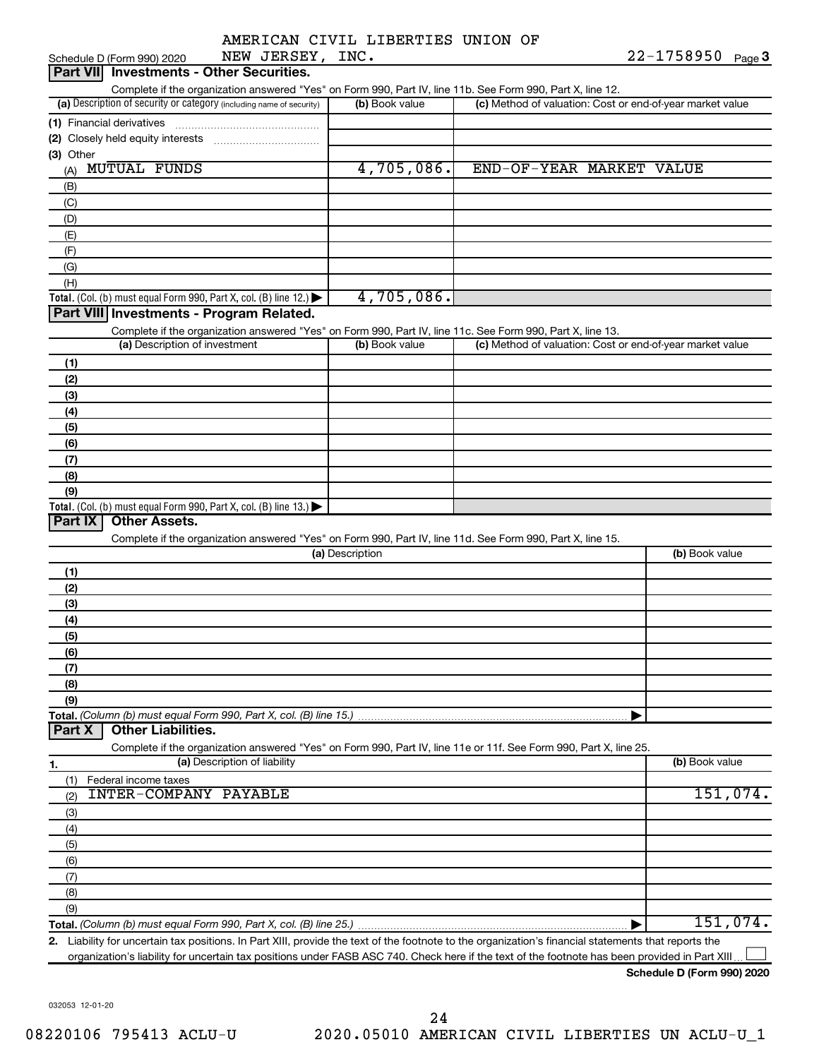Schedule D (Form 990) 2020 AMERICAN CIVIL LIBERTIES UNION OF NEW JERSEY, INC. 22-1758950 Page 3

## Part VII Investments - Other Securities.

Complete if the organization answered "Yes" on Form 990, Part IV, line 11b. See Form 990, Part X, line 12.

| (a) Description of security or category (including name of security) | (b) Book value | (c) Method of valuation: Cost or end-of-year market value |
|---|---|---|
| (1) Financial derivatives | | |
| (2) Closely held equity interests | | |
| (3) Other | | |
| (A) MUTUAL FUNDS | 4,705,086. | END-OF-YEAR MARKET VALUE |
| (B) | | |
| (C) | | |
| (D) | | |
| (E) | | |
| (F) | | |
| (G) | | |
| (H) | | |
| **Total.** (Col. (b) must equal Form 990, Part X, col. (B) line 12.) ▶ | 4,705,086. | |

## Part VIII Investments - Program Related.

Complete if the organization answered "Yes" on Form 990, Part IV, line 11c. See Form 990, Part X, line 13.

| (a) Description of investment | (b) Book value | (c) Method of valuation: Cost or end-of-year market value |
|---|---|---|
| (1) | | |
| (2) | | |
| (3) | | |
| (4) | | |
| (5) | | |
| (6) | | |
| (7) | | |
| (8) | | |
| (9) | | |
| **Total.** (Col. (b) must equal Form 990, Part X, col. (B) line 13.) ▶ | | |

## Part IX Other Assets.

Complete if the organization answered "Yes" on Form 990, Part IV, line 11d. See Form 990, Part X, line 15.

| (a) Description | (b) Book value |
|---|---|
| (1) | |
| (2) | |
| (3) | |
| (4) | |
| (5) | |
| (6) | |
| (7) | |
| (8) | |
| (9) | |
| **Total.** *(Column (b) must equal Form 990, Part X, col. (B) line 15.)* ▶ | |

## Part X Other Liabilities.

Complete if the organization answered "Yes" on Form 990, Part IV, line 11e or 11f. See Form 990, Part X, line 25.

| 1. (a) Description of liability | (b) Book value |
|---|---|
| (1) Federal income taxes | |
| (2) INTER-COMPANY PAYABLE | 151,074. |
| (3) | |
| (4) | |
| (5) | |
| (6) | |
| (7) | |
| (8) | |
| (9) | |
| **Total.** *(Column (b) must equal Form 990, Part X, col. (B) line 25.)* ▶ | 151,074. |

**2.** Liability for uncertain tax positions. In Part XIII, provide the text of the footnote to the organization's financial statements that reports the organization's liability for uncertain tax positions under FASB ASC 740. Check here if the text of the footnote has been provided in Part XIII ☐

**Schedule D (Form 990) 2020**

032053 12-01-20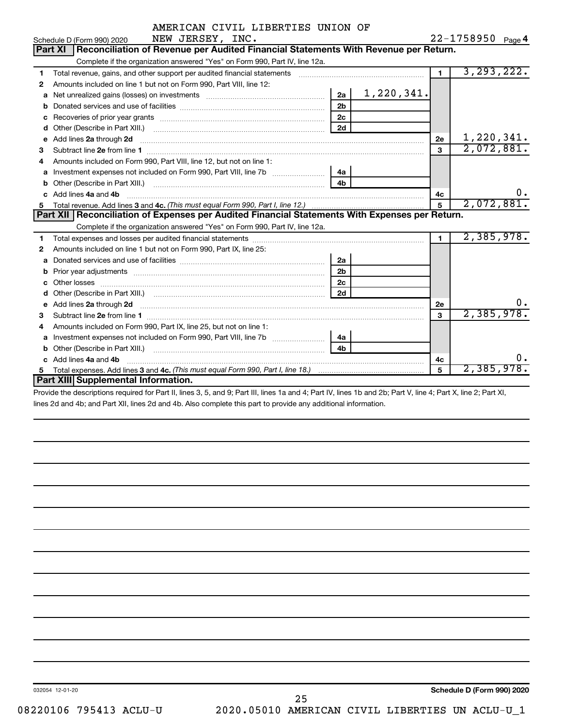AMERICAN CIVIL LIBERTIES UNION OF NEW JERSEY, INC. 22-1758950

Schedule D (Form 990) 2020

## Part XI Reconciliation of Revenue per Audited Financial Statements With Revenue per Return.

Complete if the organization answered "Yes" on Form 990, Part IV, line 12a.

| | | | | | |
|---|---|---|---|---|---|
| 1 | Total revenue, gains, and other support per audited financial statements | | | 1 | 3,293,222. |
| 2 | Amounts included on line 1 but not on Form 990, Part VIII, line 12: | | | | |
| a | Net unrealized gains (losses) on investments | 2a | 1,220,341. | | |
| b | Donated services and use of facilities | 2b | | | |
| c | Recoveries of prior year grants | 2c | | | |
| d | Other (Describe in Part XIII.) | 2d | | | |
| e | Add lines 2a through 2d | | | 2e | 1,220,341. |
| 3 | Subtract line 2e from line 1 | | | 3 | 2,072,881. |
| 4 | Amounts included on Form 990, Part VIII, line 12, but not on line 1: | | | | |
| a | Investment expenses not included on Form 990, Part VIII, line 7b | 4a | | | |
| b | Other (Describe in Part XIII.) | 4b | | | |
| c | Add lines 4a and 4b | | | 4c | 0. |
| 5 | Total revenue. Add lines 3 and 4c. *(This must equal Form 990, Part I, line 12.)* | | | 5 | 2,072,881. |

## Part XII Reconciliation of Expenses per Audited Financial Statements With Expenses per Return.

Complete if the organization answered "Yes" on Form 990, Part IV, line 12a.

| | | | | | |
|---|---|---|---|---|---|
| 1 | Total expenses and losses per audited financial statements | | | 1 | 2,385,978. |
| 2 | Amounts included on line 1 but not on Form 990, Part IX, line 25: | | | | |
| a | Donated services and use of facilities | 2a | | | |
| b | Prior year adjustments | 2b | | | |
| c | Other losses | 2c | | | |
| d | Other (Describe in Part XIII.) | 2d | | | |
| e | Add lines 2a through 2d | | | 2e | 0. |
| 3 | Subtract line 2e from line 1 | | | 3 | 2,385,978. |
| 4 | Amounts included on Form 990, Part IX, line 25, but not on line 1: | | | | |
| a | Investment expenses not included on Form 990, Part VIII, line 7b | 4a | | | |
| b | Other (Describe in Part XIII.) | 4b | | | |
| c | Add lines 4a and 4b | | | 4c | 0. |
| 5 | Total expenses. Add lines 3 and 4c. *(This must equal Form 990, Part I, line 18.)* | | | 5 | 2,385,978. |

## Part XIII Supplemental Information.

Provide the descriptions required for Part II, lines 3, 5, and 9; Part III, lines 1a and 4; Part IV, lines 1b and 2b; Part V, line 4; Part X, line 2; Part XI, lines 2d and 4b; and Part XII, lines 2d and 4b. Also complete this part to provide any additional information.

032054 12-01-20

Schedule D (Form 990) 2020

08220106 795413 ACLU-U 2020.05010 AMERICAN CIVIL LIBERTIES UN ACLU-U_1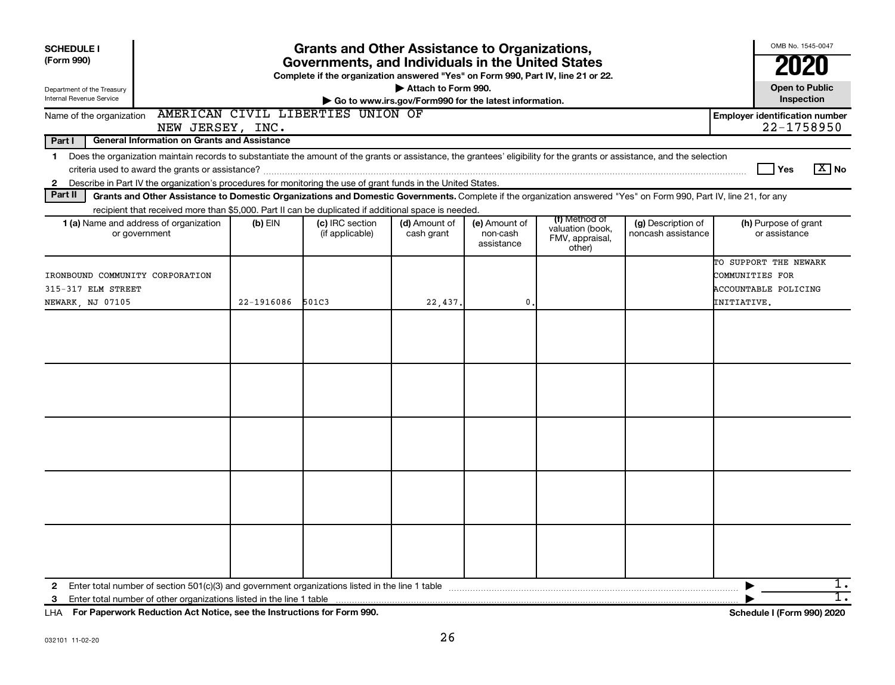**SCHEDULE I** **(Form 990)**

Department of the Treasury Internal Revenue Service

# Grants and Other Assistance to Organizations, Governments, and Individuals in the United States

**Complete if the organization answered "Yes" on Form 990, Part IV, line 21 or 22.**

▶ **Attach to Form 990.**

▶ **Go to www.irs.gov/Form990 for the latest information.**

OMB No. 1545-0047

**2020**

**Open to Public Inspection**

Name of the organization: AMERICAN CIVIL LIBERTIES UNION OF NEW JERSEY, INC.

**Employer identification number** 22-1758950

**Part I — General Information on Grants and Assistance**

1 Does the organization maintain records to substantiate the amount of the grants or assistance, the grantees' eligibility for the grants or assistance, and the selection criteria used to award the grants or assistance? ☐ Yes ☒ No

2 Describe in Part IV the organization's procedures for monitoring the use of grant funds in the United States.

**Part II — Grants and Other Assistance to Domestic Organizations and Domestic Governments.** Complete if the organization answered "Yes" on Form 990, Part IV, line 21, for any recipient that received more than $5,000. Part II can be duplicated if additional space is needed.

| 1 (a) Name and address of organization or government | (b) EIN | (c) IRC section (if applicable) | (d) Amount of cash grant | (e) Amount of non-cash assistance | (f) Method of valuation (book, FMV, appraisal, other) | (g) Description of noncash assistance | (h) Purpose of grant or assistance |
|---|---|---|---|---|---|---|---|
| IRONBOUND COMMUNITY CORPORATION 315-317 ELM STREET NEWARK, NJ 07105 | 22-1916086 | 501C3 | 22,437. | 0. | | | TO SUPPORT THE NEWARK COMMUNITIES FOR ACCOUNTABLE POLICING INITIATIVE. |
| | | | | | | | |
| | | | | | | | |
| | | | | | | | |
| | | | | | | | |
| | | | | | | | |

2 Enter total number of section 501(c)(3) and government organizations listed in the line 1 table ▶ 1.

3 Enter total number of other organizations listed in the line 1 table ▶ 1.

LHA **For Paperwork Reduction Act Notice, see the Instructions for Form 990.** **Schedule I (Form 990) 2020**

032101 11-02-20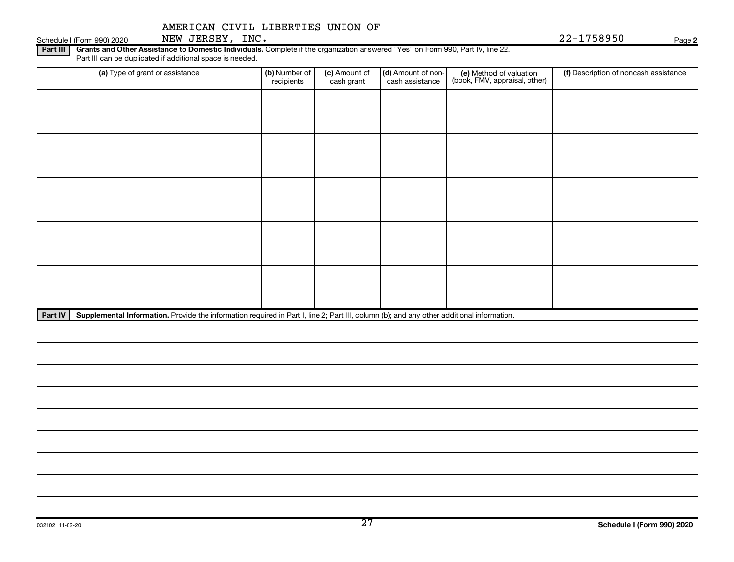AMERICAN CIVIL LIBERTIES UNION OF NEW JERSEY, INC.

22-1758950

Schedule I (Form 990) 2020

**Part III** **Grants and Other Assistance to Domestic Individuals.** Complete if the organization answered "Yes" on Form 990, Part IV, line 22. Part III can be duplicated if additional space is needed.

| (a) Type of grant or assistance | (b) Number of recipients | (c) Amount of cash grant | (d) Amount of non-cash assistance | (e) Method of valuation (book, FMV, appraisal, other) | (f) Description of noncash assistance |
|---|---|---|---|---|---|
| | | | | | |
| | | | | | |
| | | | | | |
| | | | | | |
| | | | | | |

**Part IV** **Supplemental Information.** Provide the information required in Part I, line 2; Part III, column (b); and any other additional information.

032102 11-02-20

**Schedule I (Form 990) 2020**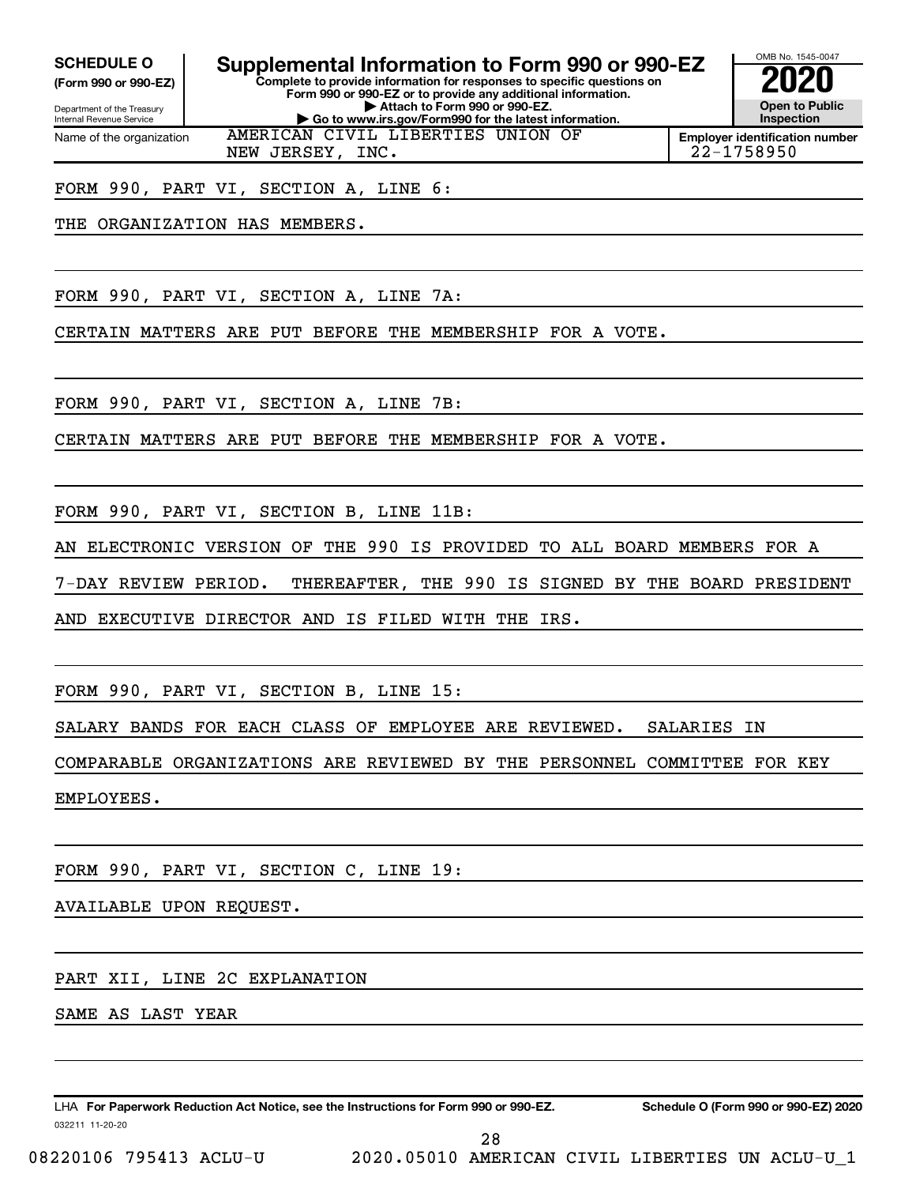**SCHEDULE O**
**(Form 990 or 990-EZ)**

Department of the Treasury
Internal Revenue Service

# Supplemental Information to Form 990 or 990-EZ

**Complete to provide information for responses to specific questions on Form 990 or 990-EZ or to provide any additional information.**
**▶ Attach to Form 990 or 990-EZ.**
**▶ Go to www.irs.gov/Form990 for the latest information.**

OMB No. 1545-0047
**2020**
**Open to Public Inspection**

| Name of the organization | Employer identification number |
|---|---|
| AMERICAN CIVIL LIBERTIES UNION OF NEW JERSEY, INC. | 22-1758950 |

FORM 990, PART VI, SECTION A, LINE 6:

THE ORGANIZATION HAS MEMBERS.

FORM 990, PART VI, SECTION A, LINE 7A:

CERTAIN MATTERS ARE PUT BEFORE THE MEMBERSHIP FOR A VOTE.

FORM 990, PART VI, SECTION A, LINE 7B:

CERTAIN MATTERS ARE PUT BEFORE THE MEMBERSHIP FOR A VOTE.

FORM 990, PART VI, SECTION B, LINE 11B:

AN ELECTRONIC VERSION OF THE 990 IS PROVIDED TO ALL BOARD MEMBERS FOR A 7-DAY REVIEW PERIOD. THEREAFTER, THE 990 IS SIGNED BY THE BOARD PRESIDENT AND EXECUTIVE DIRECTOR AND IS FILED WITH THE IRS.

FORM 990, PART VI, SECTION B, LINE 15:

SALARY BANDS FOR EACH CLASS OF EMPLOYEE ARE REVIEWED. SALARIES IN COMPARABLE ORGANIZATIONS ARE REVIEWED BY THE PERSONNEL COMMITTEE FOR KEY EMPLOYEES.

FORM 990, PART VI, SECTION C, LINE 19:

AVAILABLE UPON REQUEST.

PART XII, LINE 2C EXPLANATION

SAME AS LAST YEAR

LHA **For Paperwork Reduction Act Notice, see the Instructions for Form 990 or 990-EZ.** **Schedule O (Form 990 or 990-EZ) 2020**
032211 11-20-20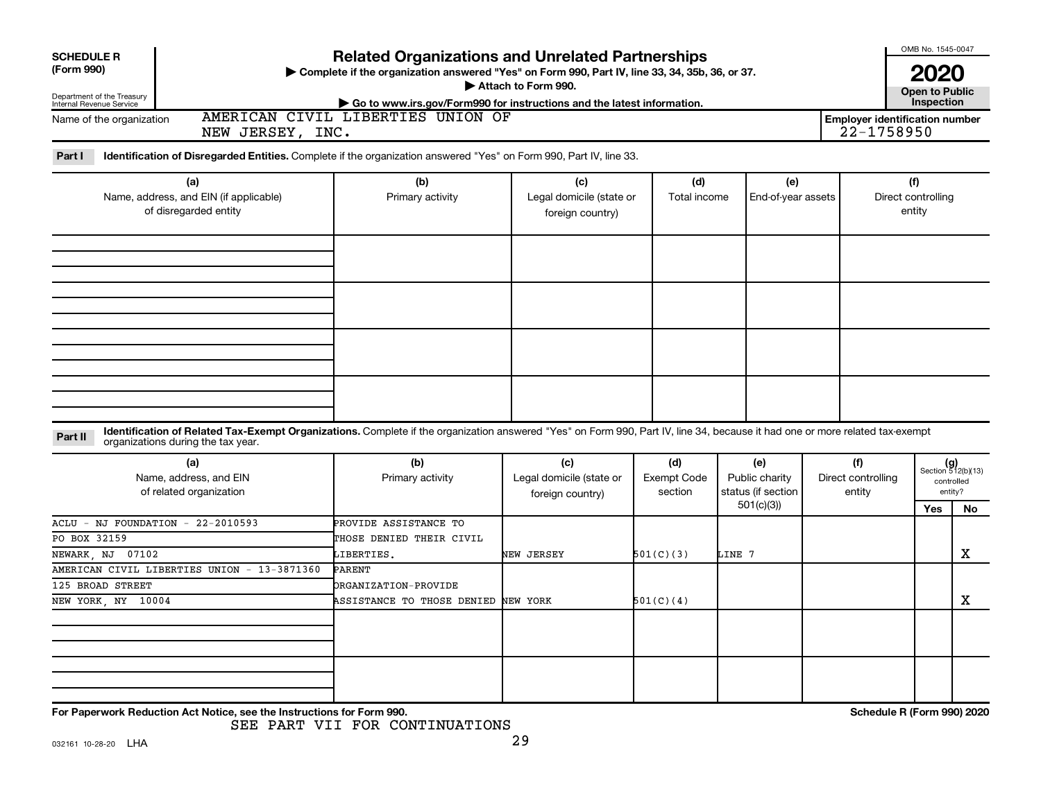**SCHEDULE R (Form 990)**

Department of the Treasury
Internal Revenue Service

# Related Organizations and Unrelated Partnerships

▶ Complete if the organization answered "Yes" on Form 990, Part IV, line 33, 34, 35b, 36, or 37.
▶ Attach to Form 990.
▶ Go to www.irs.gov/Form990 for instructions and the latest information.

OMB No. 1545-0047

**2020**

**Open to Public Inspection**

Name of the organization: AMERICAN CIVIL LIBERTIES UNION OF NEW JERSEY, INC.

Employer identification number: 22-1758950

**Part I** **Identification of Disregarded Entities.** Complete if the organization answered "Yes" on Form 990, Part IV, line 33.

| (a) Name, address, and EIN (if applicable) of disregarded entity | (b) Primary activity | (c) Legal domicile (state or foreign country) | (d) Total income | (e) End-of-year assets | (f) Direct controlling entity |
|---|---|---|---|---|---|
| | | | | | |
| | | | | | |
| | | | | | |
| | | | | | |

**Part II** **Identification of Related Tax-Exempt Organizations.** Complete if the organization answered "Yes" on Form 990, Part IV, line 34, because it had one or more related tax-exempt organizations during the tax year.

| (a) Name, address, and EIN of related organization | (b) Primary activity | (c) Legal domicile (state or foreign country) | (d) Exempt Code section | (e) Public charity status (if section 501(c)(3)) | (f) Direct controlling entity | (g) Section 512(b)(13) controlled entity? Yes | No |
|---|---|---|---|---|---|---|---|
| ACLU - NJ FOUNDATION - 22-2010593<br>PO BOX 32159<br>NEWARK, NJ 07102 | PROVIDE ASSISTANCE TO THOSE DENIED THEIR CIVIL LIBERTIES. | NEW JERSEY | 501(C)(3) | LINE 7 | | | X |
| AMERICAN CIVIL LIBERTIES UNION - 13-3871360<br>125 BROAD STREET<br>NEW YORK, NY 10004 | PARENT ORGANIZATION-PROVIDE ASSISTANCE TO THOSE DENIED | NEW YORK | 501(C)(4) | | | | X |
| | | | | | | | |
| | | | | | | | |

For Paperwork Reduction Act Notice, see the Instructions for Form 990.

Schedule R (Form 990) 2020

SEE PART VII FOR CONTINUATIONS

032161 10-28-20 LHA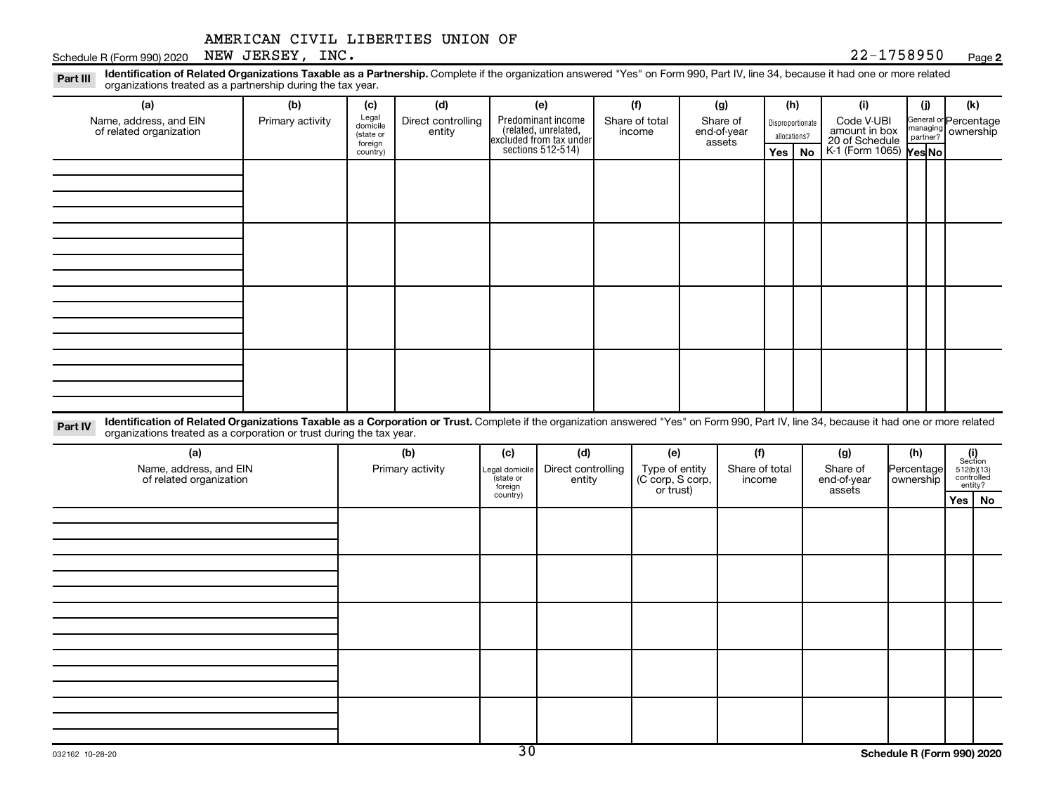AMERICAN CIVIL LIBERTIES UNION OF NEW JERSEY, INC. 22-1758950

**Part III** **Identification of Related Organizations Taxable as a Partnership.** Complete if the organization answered "Yes" on Form 990, Part IV, line 34, because it had one or more related organizations treated as a partnership during the tax year.

| (a) Name, address, and EIN of related organization | (b) Primary activity | (c) Legal domicile (state or foreign country) | (d) Direct controlling entity | (e) Predominant income (related, unrelated, excluded from tax under sections 512-514) | (f) Share of total income | (g) Share of end-of-year assets | (h) Disproportionate allocations? | | (i) Code V-UBI amount in box 20 of Schedule K-1 (Form 1065) | (j) General or managing partner? | | (k) Percentage ownership |
|---|---|---|---|---|---|---|---|---|---|---|---|---|
| | | | | | | | Yes | No | | Yes | No | |
| | | | | | | | | | | | | |
| | | | | | | | | | | | | |
| | | | | | | | | | | | | |
| | | | | | | | | | | | | |

**Part IV** **Identification of Related Organizations Taxable as a Corporation or Trust.** Complete if the organization answered "Yes" on Form 990, Part IV, line 34, because it had one or more related organizations treated as a corporation or trust during the tax year.

| (a) Name, address, and EIN of related organization | (b) Primary activity | (c) Legal domicile (state or foreign country) | (d) Direct controlling entity | (e) Type of entity (C corp, S corp, or trust) | (f) Share of total income | (g) Share of end-of-year assets | (h) Percentage ownership | (i) Section 512(b)(13) controlled entity? | |
|---|---|---|---|---|---|---|---|---|---|
| | | | | | | | | Yes | No |
| | | | | | | | | | |
| | | | | | | | | | |
| | | | | | | | | | |
| | | | | | | | | | |
| | | | | | | | | | |

Schedule R (Form 990) 2020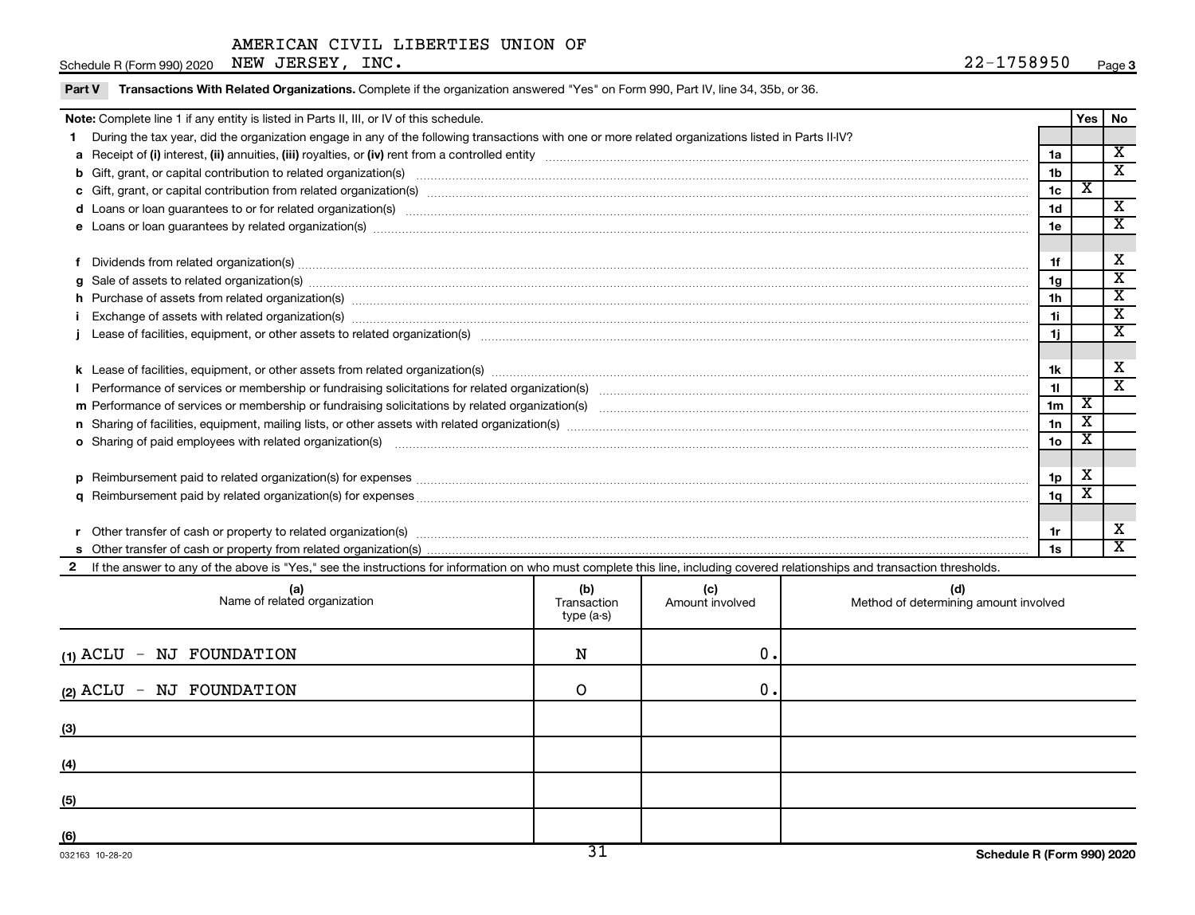AMERICAN CIVIL LIBERTIES UNION OF

Schedule R (Form 990) 2020 NEW JERSEY, INC. 22-1758950 Page 3

**Part V** **Transactions With Related Organizations.** Complete if the organization answered "Yes" on Form 990, Part IV, line 34, 35b, or 36.

| **Note:** Complete line 1 if any entity is listed in Parts II, III, or IV of this schedule. | | Yes | No |
|---|---|---|---|
| **1** During the tax year, did the organization engage in any of the following transactions with one or more related organizations listed in Parts II-IV? | | | |
| **a** Receipt of **(i)** interest, **(ii)** annuities, **(iii)** royalties, or **(iv)** rent from a controlled entity | 1a | | X |
| **b** Gift, grant, or capital contribution to related organization(s) | 1b | | X |
| **c** Gift, grant, or capital contribution from related organization(s) | 1c | X | |
| **d** Loans or loan guarantees to or for related organization(s) | 1d | | X |
| **e** Loans or loan guarantees by related organization(s) | 1e | | X |
| **f** Dividends from related organization(s) | 1f | | X |
| **g** Sale of assets to related organization(s) | 1g | | X |
| **h** Purchase of assets from related organization(s) | 1h | | X |
| **i** Exchange of assets with related organization(s) | 1i | | X |
| **j** Lease of facilities, equipment, or other assets to related organization(s) | 1j | | X |
| **k** Lease of facilities, equipment, or other assets from related organization(s) | 1k | | X |
| **l** Performance of services or membership or fundraising solicitations for related organization(s) | 1l | | X |
| **m** Performance of services or membership or fundraising solicitations by related organization(s) | 1m | X | |
| **n** Sharing of facilities, equipment, mailing lists, or other assets with related organization(s) | 1n | X | |
| **o** Sharing of paid employees with related organization(s) | 1o | X | |
| **p** Reimbursement paid to related organization(s) for expenses | 1p | X | |
| **q** Reimbursement paid by related organization(s) for expenses | 1q | X | |
| **r** Other transfer of cash or property to related organization(s) | 1r | | X |
| **s** Other transfer of cash or property from related organization(s) | 1s | | X |

**2** If the answer to any of the above is "Yes," see the instructions for information on who must complete this line, including covered relationships and transaction thresholds.

| (a) Name of related organization | (b) Transaction type (a-s) | (c) Amount involved | (d) Method of determining amount involved |
|---|---|---|---|
| (1) ACLU - NJ FOUNDATION | N | 0. | |
| (2) ACLU - NJ FOUNDATION | O | 0. | |
| (3) | | | |
| (4) | | | |
| (5) | | | |
| (6) | | | |

032163 10-28-20

**Schedule R (Form 990) 2020**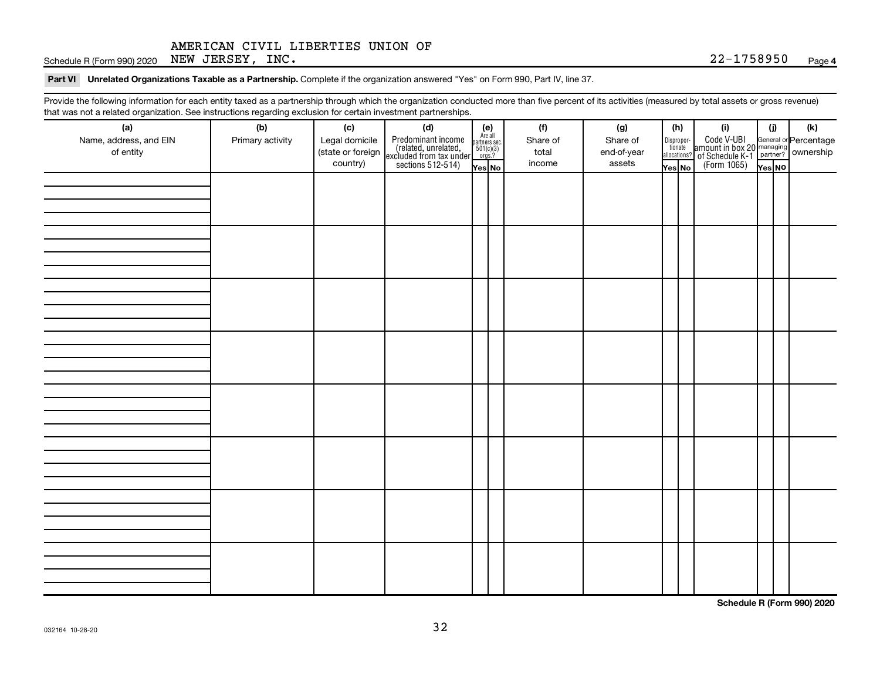AMERICAN CIVIL LIBERTIES UNION OF NEW JERSEY, INC. 22-1758950

Schedule R (Form 990) 2020 Page **4**

**Part VI** **Unrelated Organizations Taxable as a Partnership.** Complete if the organization answered "Yes" on Form 990, Part IV, line 37.

Provide the following information for each entity taxed as a partnership through which the organization conducted more than five percent of its activities (measured by total assets or gross revenue) that was not a related organization. See instructions regarding exclusion for certain investment partnerships.

| (a) Name, address, and EIN of entity | (b) Primary activity | (c) Legal domicile (state or foreign country) | (d) Predominant income (related, unrelated, excluded from tax under sections 512-514) | (e) Are all partners sec. 501(c)(3) orgs.? | | (f) Share of total income | (g) Share of end-of-year assets | (h) Disproportionate allocations? | | (i) Code V-UBI amount in box 20 of Schedule K-1 (Form 1065) | (j) General or managing partner? | | (k) Percentage ownership |
|---|---|---|---|---|---|---|---|---|---|---|---|---|---|
| | | | | Yes | No | | | Yes | No | | Yes | No | |
| | | | | | | | | | | | | | |
| | | | | | | | | | | | | | |
| | | | | | | | | | | | | | |
| | | | | | | | | | | | | | |
| | | | | | | | | | | | | | |
| | | | | | | | | | | | | | |
| | | | | | | | | | | | | | |
| | | | | | | | | | | | | | |

**Schedule R (Form 990) 2020**

032164 10-28-20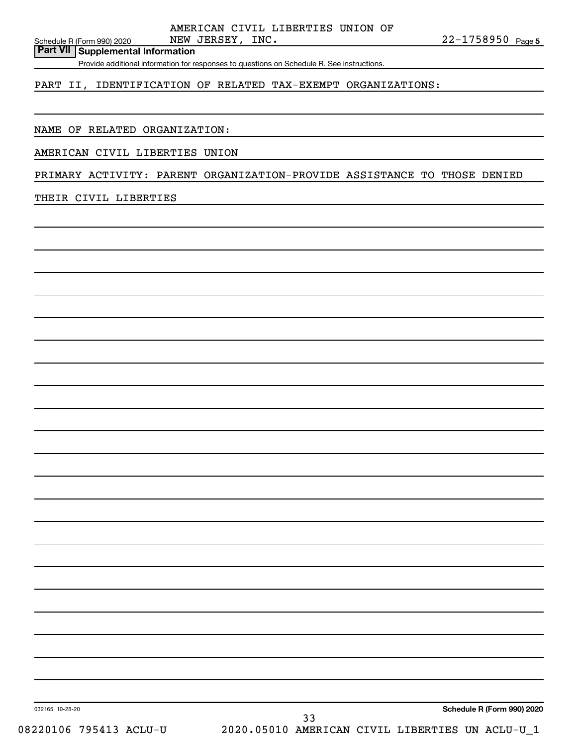AMERICAN CIVIL LIBERTIES UNION OF NEW JERSEY, INC. 22-1758950

Schedule R (Form 990) 2020

## Part VII Supplemental Information

Provide additional information for responses to questions on Schedule R. See instructions.

PART II, IDENTIFICATION OF RELATED TAX-EXEMPT ORGANIZATIONS:

NAME OF RELATED ORGANIZATION:

AMERICAN CIVIL LIBERTIES UNION

PRIMARY ACTIVITY: PARENT ORGANIZATION-PROVIDE ASSISTANCE TO THOSE DENIED THEIR CIVIL LIBERTIES

032165 10-28-20

Schedule R (Form 990) 2020

08220106 795413 ACLU-U 2020.05010 AMERICAN CIVIL LIBERTIES UN ACLU-U_1